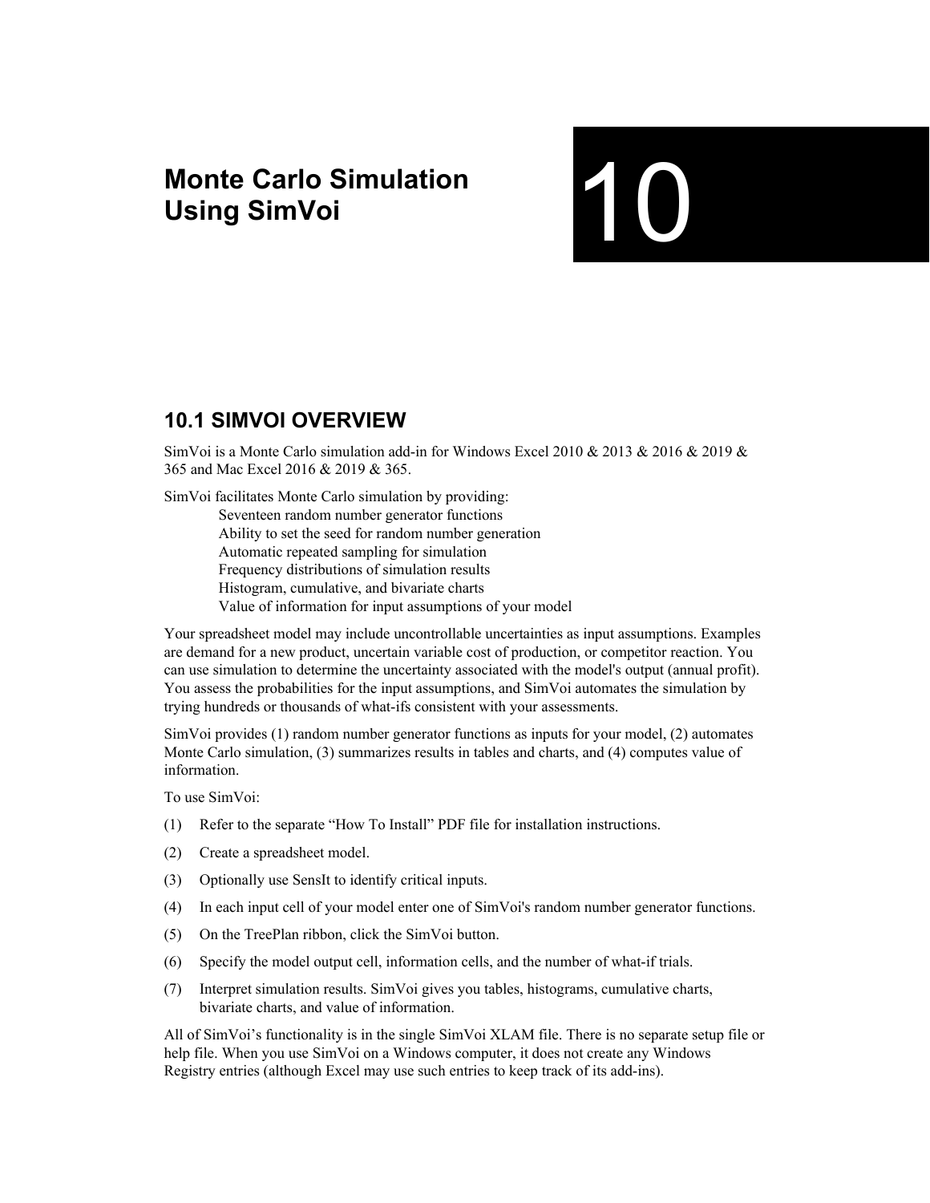# Monte Carlo Simulation Using SimVoi

# 10

## 10.1 SIMVOI OVERVIEW

SimVoi is a Monte Carlo simulation add-in for Windows Excel 2010 & 2013 & 2016 & 2019 & 365 and Mac Excel 2016 & 2019 & 365.

SimVoi facilitates Monte Carlo simulation by providing:

- Seventeen random number generator functions
- Ability to set the seed for random number generation
- Automatic repeated sampling for simulation
- Frequency distributions of simulation results
- Histogram, cumulative, and bivariate charts
- Value of information for input assumptions of your model

Your spreadsheet model may include uncontrollable uncertainties as input assumptions. Examples are demand for a new product, uncertain variable cost of production, or competitor reaction. You can use simulation to determine the uncertainty associated with the model's output (annual profit). You assess the probabilities for the input assumptions, and SimVoi automates the simulation by trying hundreds or thousands of what-ifs consistent with your assessments.

SimVoi provides (1) random number generator functions as inputs for your model, (2) automates Monte Carlo simulation, (3) summarizes results in tables and charts, and (4) computes value of information.

To use SimVoi:

(1) Refer to the separate "How To Install" PDF file for installation instructions.

(2) Create a spreadsheet model.

(3) Optionally use SensIt to identify critical inputs.

(4) In each input cell of your model enter one of SimVoi's random number generator functions.

(5) On the TreePlan ribbon, click the SimVoi button.

(6) Specify the model output cell, information cells, and the number of what-if trials.

(7) Interpret simulation results. SimVoi gives you tables, histograms, cumulative charts, bivariate charts, and value of information.

All of SimVoi's functionality is in the single SimVoi XLAM file. There is no separate setup file or help file. When you use SimVoi on a Windows computer, it does not create any Windows Registry entries (although Excel may use such entries to keep track of its add-ins).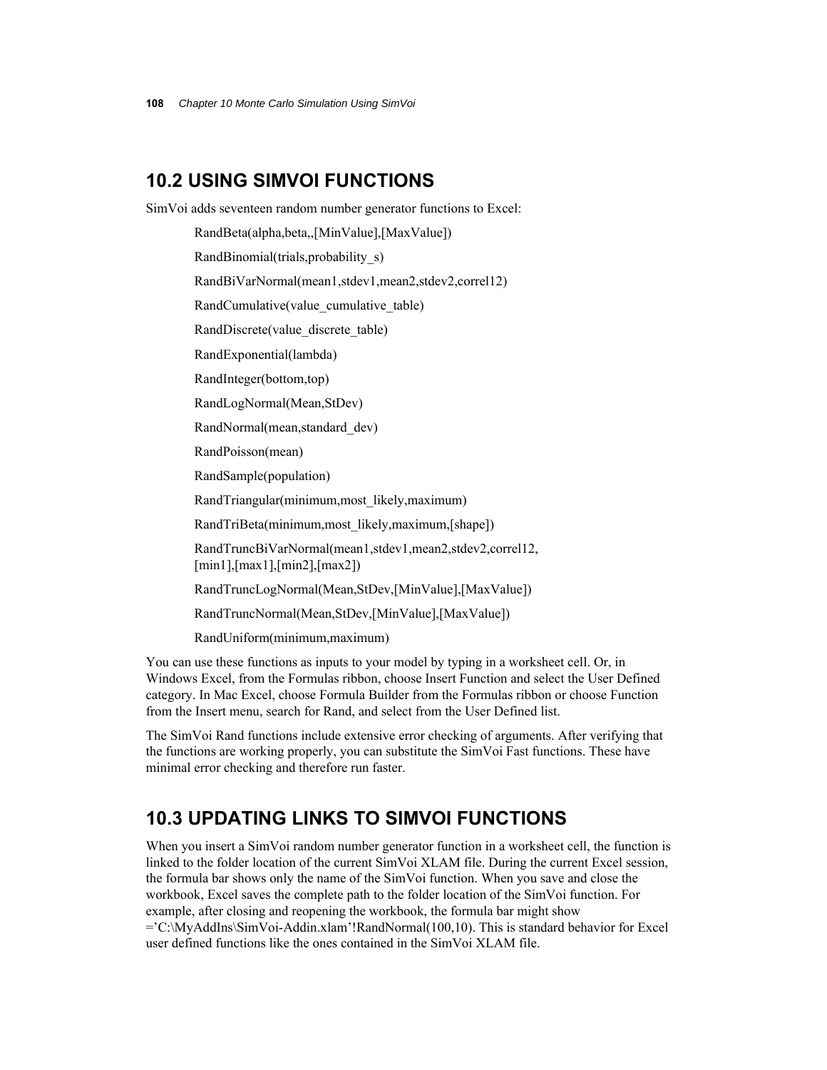## 10.2 USING SIMVOI FUNCTIONS

SimVoi adds seventeen random number generator functions to Excel:

RandBeta(alpha,beta,,[MinValue],[MaxValue])

RandBinomial(trials,probability_s)

RandBiVarNormal(mean1,stdev1,mean2,stdev2,correl12)

RandCumulative(value_cumulative_table)

RandDiscrete(value_discrete_table)

RandExponential(lambda)

RandInteger(bottom,top)

RandLogNormal(Mean,StDev)

RandNormal(mean,standard_dev)

RandPoisson(mean)

RandSample(population)

RandTriangular(minimum,most_likely,maximum)

RandTriBeta(minimum,most_likely,maximum,[shape])

RandTruncBiVarNormal(mean1,stdev1,mean2,stdev2,correl12,
[min1],[max1],[min2],[max2])

RandTruncLogNormal(Mean,StDev,[MinValue],[MaxValue])

RandTruncNormal(Mean,StDev,[MinValue],[MaxValue])

RandUniform(minimum,maximum)

You can use these functions as inputs to your model by typing in a worksheet cell. Or, in Windows Excel, from the Formulas ribbon, choose Insert Function and select the User Defined category. In Mac Excel, choose Formula Builder from the Formulas ribbon or choose Function from the Insert menu, search for Rand, and select from the User Defined list.

The SimVoi Rand functions include extensive error checking of arguments. After verifying that the functions are working properly, you can substitute the SimVoi Fast functions. These have minimal error checking and therefore run faster.

## 10.3 UPDATING LINKS TO SIMVOI FUNCTIONS

When you insert a SimVoi random number generator function in a worksheet cell, the function is linked to the folder location of the current SimVoi XLAM file. During the current Excel session, the formula bar shows only the name of the SimVoi function. When you save and close the workbook, Excel saves the complete path to the folder location of the SimVoi function. For example, after closing and reopening the workbook, the formula bar might show ='C:\MyAddIns\SimVoi-Addin.xlam'!RandNormal(100,10). This is standard behavior for Excel user defined functions like the ones contained in the SimVoi XLAM file.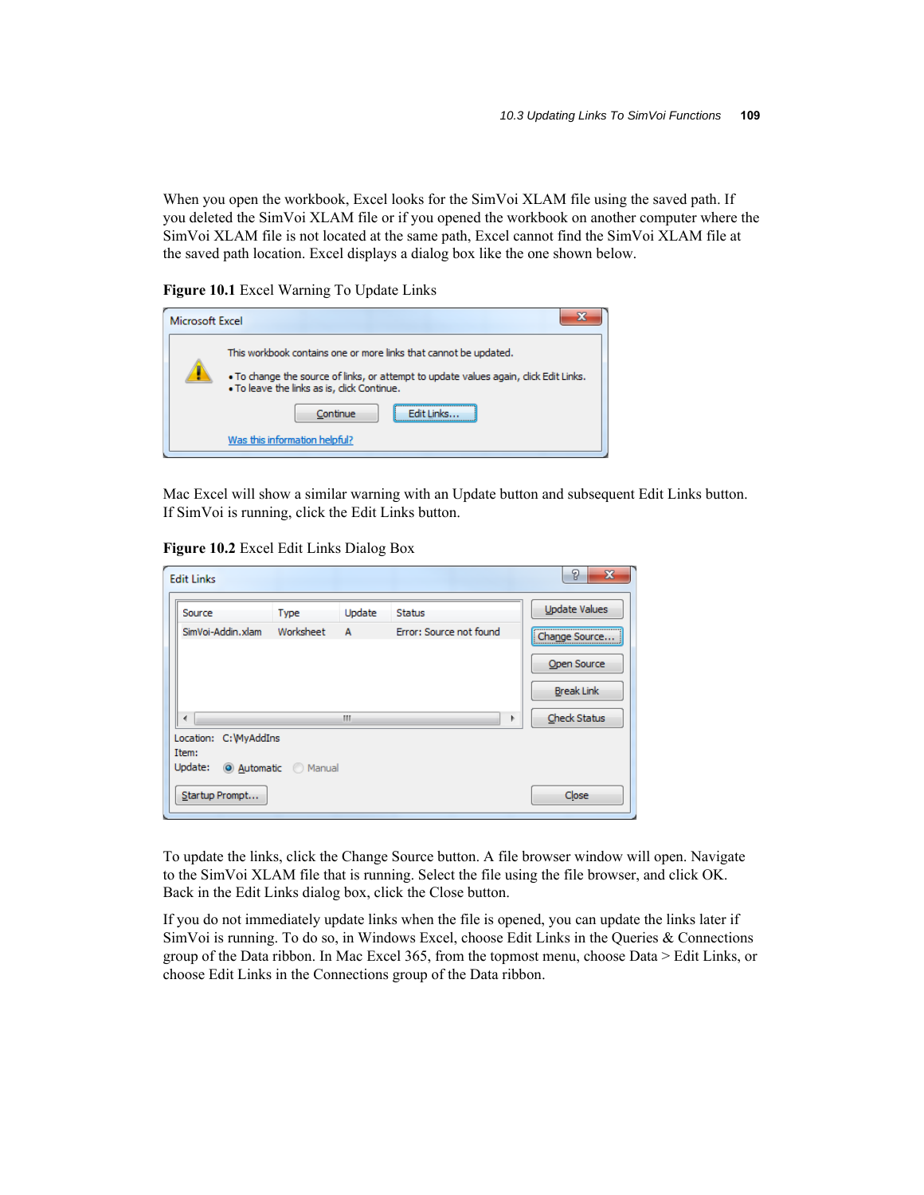When you open the workbook, Excel looks for the SimVoi XLAM file using the saved path. If you deleted the SimVoi XLAM file or if you opened the workbook on another computer where the SimVoi XLAM file is not located at the same path, Excel cannot find the SimVoi XLAM file at the saved path location. Excel displays a dialog box like the one shown below.

**Figure 10.1** Excel Warning To Update Links

Mac Excel will show a similar warning with an Update button and subsequent Edit Links button. If SimVoi is running, click the Edit Links button.

**Figure 10.2** Excel Edit Links Dialog Box

To update the links, click the Change Source button. A file browser window will open. Navigate to the SimVoi XLAM file that is running. Select the file using the file browser, and click OK. Back in the Edit Links dialog box, click the Close button.

If you do not immediately update links when the file is opened, you can update the links later if SimVoi is running. To do so, in Windows Excel, choose Edit Links in the Queries & Connections group of the Data ribbon. In Mac Excel 365, from the topmost menu, choose Data > Edit Links, or choose Edit Links in the Connections group of the Data ribbon.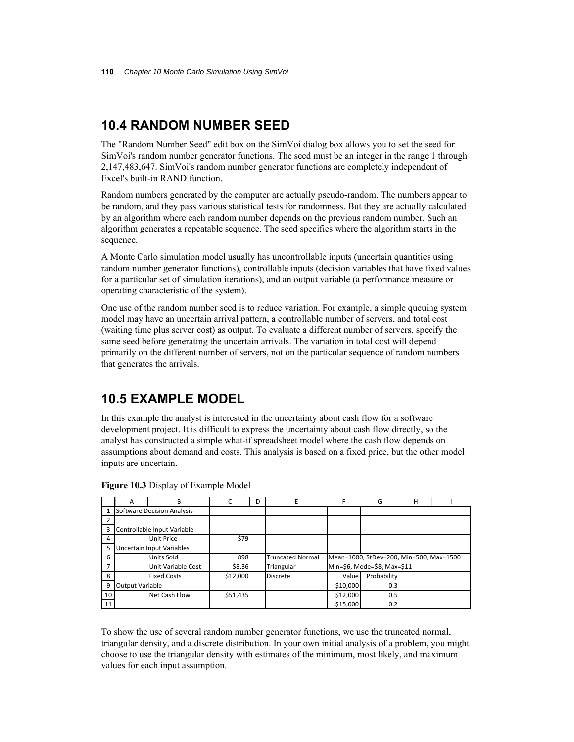## 10.4 RANDOM NUMBER SEED

The "Random Number Seed" edit box on the SimVoi dialog box allows you to set the seed for SimVoi's random number generator functions. The seed must be an integer in the range 1 through 2,147,483,647. SimVoi's random number generator functions are completely independent of Excel's built-in RAND function.

Random numbers generated by the computer are actually pseudo-random. The numbers appear to be random, and they pass various statistical tests for randomness. But they are actually calculated by an algorithm where each random number depends on the previous random number. Such an algorithm generates a repeatable sequence. The seed specifies where the algorithm starts in the sequence.

A Monte Carlo simulation model usually has uncontrollable inputs (uncertain quantities using random number generator functions), controllable inputs (decision variables that have fixed values for a particular set of simulation iterations), and an output variable (a performance measure or operating characteristic of the system).

One use of the random number seed is to reduce variation. For example, a simple queuing system model may have an uncertain arrival pattern, a controllable number of servers, and total cost (waiting time plus server cost) as output. To evaluate a different number of servers, specify the same seed before generating the uncertain arrivals. The variation in total cost will depend primarily on the different number of servers, not on the particular sequence of random numbers that generates the arrivals.

## 10.5 EXAMPLE MODEL

In this example the analyst is interested in the uncertainty about cash flow for a software development project. It is difficult to express the uncertainty about cash flow directly, so the analyst has constructed a simple what-if spreadsheet model where the cash flow depends on assumptions about demand and costs. This analysis is based on a fixed price, but the other model inputs are uncertain.

**Figure 10.3** Display of Example Model

| | A | B | C | D | E | F | G | H | I |
|---|---|---|---|---|---|---|---|---|---|
| 1 | Software Decision Analysis | | | | | | | | |
| 2 | | | | | | | | | |
| 3 | Controllable Input Variable | | | | | | | | |
| 4 | | Unit Price | $79 | | | | | | |
| 5 | Uncertain Input Variables | | | | | | | | |
| 6 | | Units Sold | 898 | | Truncated Normal | Mean=1000, StDev=200, Min=500, Max=1500 | | | |
| 7 | | Unit Variable Cost | $8.36 | | Triangular | Min=$6, Mode=$8, Max=$11 | | | |
| 8 | | Fixed Costs | $12,000 | | Discrete | Value | Probability | | |
| 9 | Output Variable | | | | | $10,000 | 0.3 | | |
| 10 | | Net Cash Flow | $51,435 | | | $12,000 | 0.5 | | |
| 11 | | | | | | $15,000 | 0.2 | | |

To show the use of several random number generator functions, we use the truncated normal, triangular density, and a discrete distribution. In your own initial analysis of a problem, you might choose to use the triangular density with estimates of the minimum, most likely, and maximum values for each input assumption.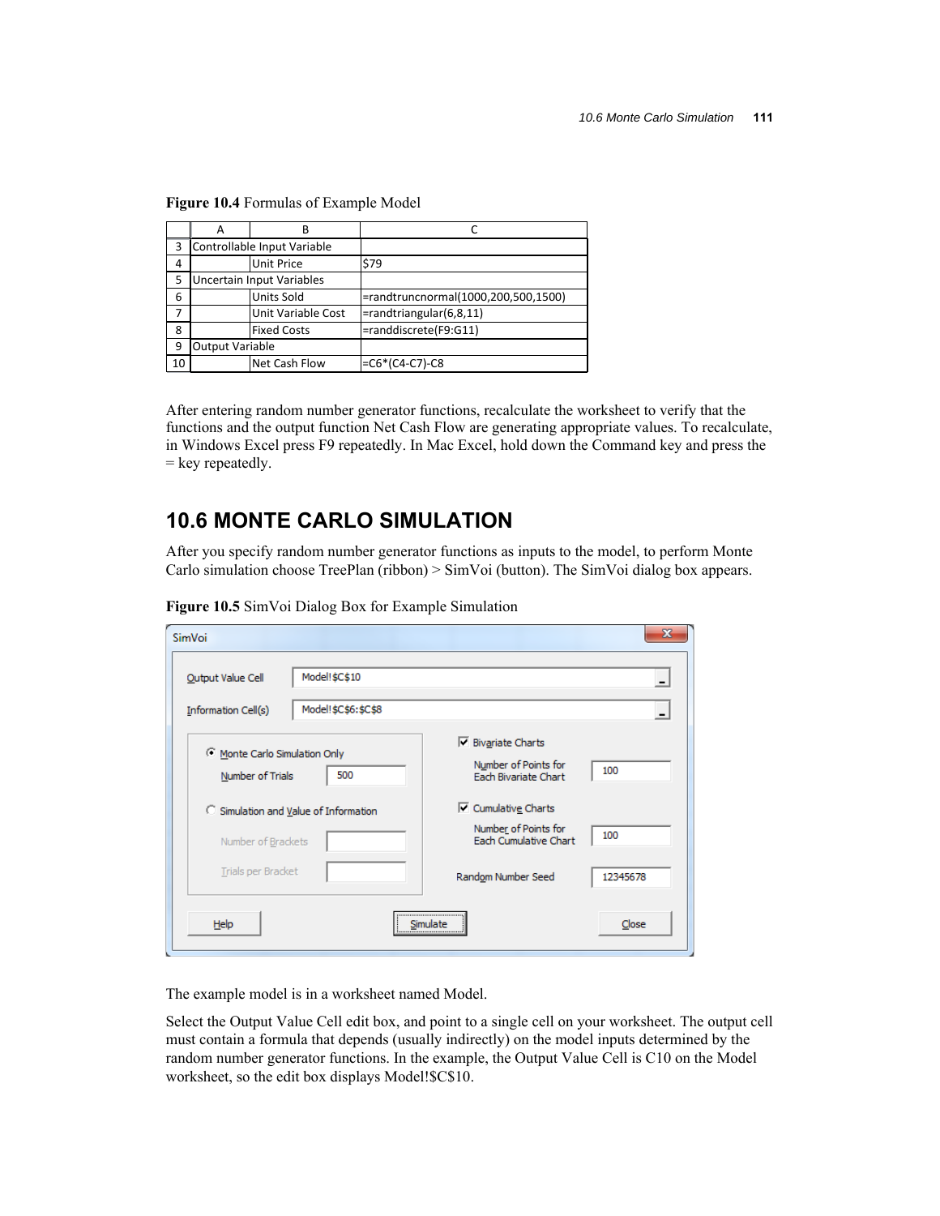**Figure 10.4** Formulas of Example Model

| | A | B | C |
|---|---|---|---|
| 3 | Controllable Input Variable | | |
| 4 | | Unit Price | $79 |
| 5 | Uncertain Input Variables | | |
| 6 | | Units Sold | =randtruncnormal(1000,200,500,1500) |
| 7 | | Unit Variable Cost | =randtriangular(6,8,11) |
| 8 | | Fixed Costs | =randdiscrete(F9:G11) |
| 9 | Output Variable | | |
| 10 | | Net Cash Flow | =C6*(C4-C7)-C8 |

After entering random number generator functions, recalculate the worksheet to verify that the functions and the output function Net Cash Flow are generating appropriate values. To recalculate, in Windows Excel press F9 repeatedly. In Mac Excel, hold down the Command key and press the = key repeatedly.

## 10.6 MONTE CARLO SIMULATION

After you specify random number generator functions as inputs to the model, to perform Monte Carlo simulation choose TreePlan (ribbon) > SimVoi (button). The SimVoi dialog box appears.

**Figure 10.5** SimVoi Dialog Box for Example Simulation

SimVoi

Output Value Cell: Model!$C$10

Information Cell(s): Model!$C$6:$C$8

- (•) Monte Carlo Simulation Only
  - Number of Trials: 500
- ( ) Simulation and Value of Information
  - Number of Brackets:
  - Trials per Bracket:

- [x] Bivariate Charts
  - Number of Points for Each Bivariate Chart: 100
- [x] Cumulative Charts
  - Number of Points for Each Cumulative Chart: 100

Random Number Seed: 12345678

Help | Simulate | Close

The example model is in a worksheet named Model.

Select the Output Value Cell edit box, and point to a single cell on your worksheet. The output cell must contain a formula that depends (usually indirectly) on the model inputs determined by the random number generator functions. In the example, the Output Value Cell is C10 on the Model worksheet, so the edit box displays Model!$C$10.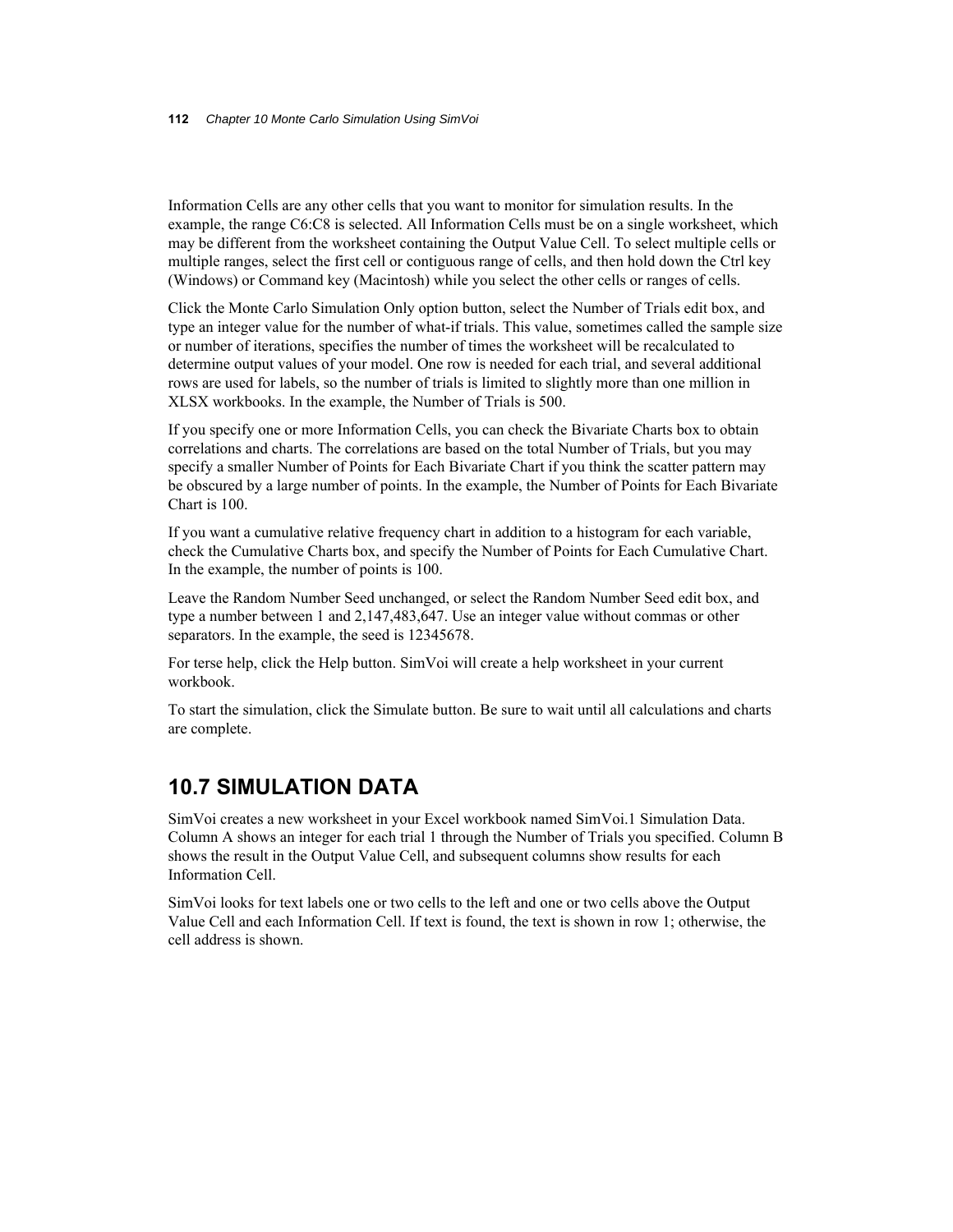Information Cells are any other cells that you want to monitor for simulation results. In the example, the range C6:C8 is selected. All Information Cells must be on a single worksheet, which may be different from the worksheet containing the Output Value Cell. To select multiple cells or multiple ranges, select the first cell or contiguous range of cells, and then hold down the Ctrl key (Windows) or Command key (Macintosh) while you select the other cells or ranges of cells.

Click the Monte Carlo Simulation Only option button, select the Number of Trials edit box, and type an integer value for the number of what-if trials. This value, sometimes called the sample size or number of iterations, specifies the number of times the worksheet will be recalculated to determine output values of your model. One row is needed for each trial, and several additional rows are used for labels, so the number of trials is limited to slightly more than one million in XLSX workbooks. In the example, the Number of Trials is 500.

If you specify one or more Information Cells, you can check the Bivariate Charts box to obtain correlations and charts. The correlations are based on the total Number of Trials, but you may specify a smaller Number of Points for Each Bivariate Chart if you think the scatter pattern may be obscured by a large number of points. In the example, the Number of Points for Each Bivariate Chart is 100.

If you want a cumulative relative frequency chart in addition to a histogram for each variable, check the Cumulative Charts box, and specify the Number of Points for Each Cumulative Chart. In the example, the number of points is 100.

Leave the Random Number Seed unchanged, or select the Random Number Seed edit box, and type a number between 1 and 2,147,483,647. Use an integer value without commas or other separators. In the example, the seed is 12345678.

For terse help, click the Help button. SimVoi will create a help worksheet in your current workbook.

To start the simulation, click the Simulate button. Be sure to wait until all calculations and charts are complete.

## 10.7 SIMULATION DATA

SimVoi creates a new worksheet in your Excel workbook named SimVoi.1 Simulation Data. Column A shows an integer for each trial 1 through the Number of Trials you specified. Column B shows the result in the Output Value Cell, and subsequent columns show results for each Information Cell.

SimVoi looks for text labels one or two cells to the left and one or two cells above the Output Value Cell and each Information Cell. If text is found, the text is shown in row 1; otherwise, the cell address is shown.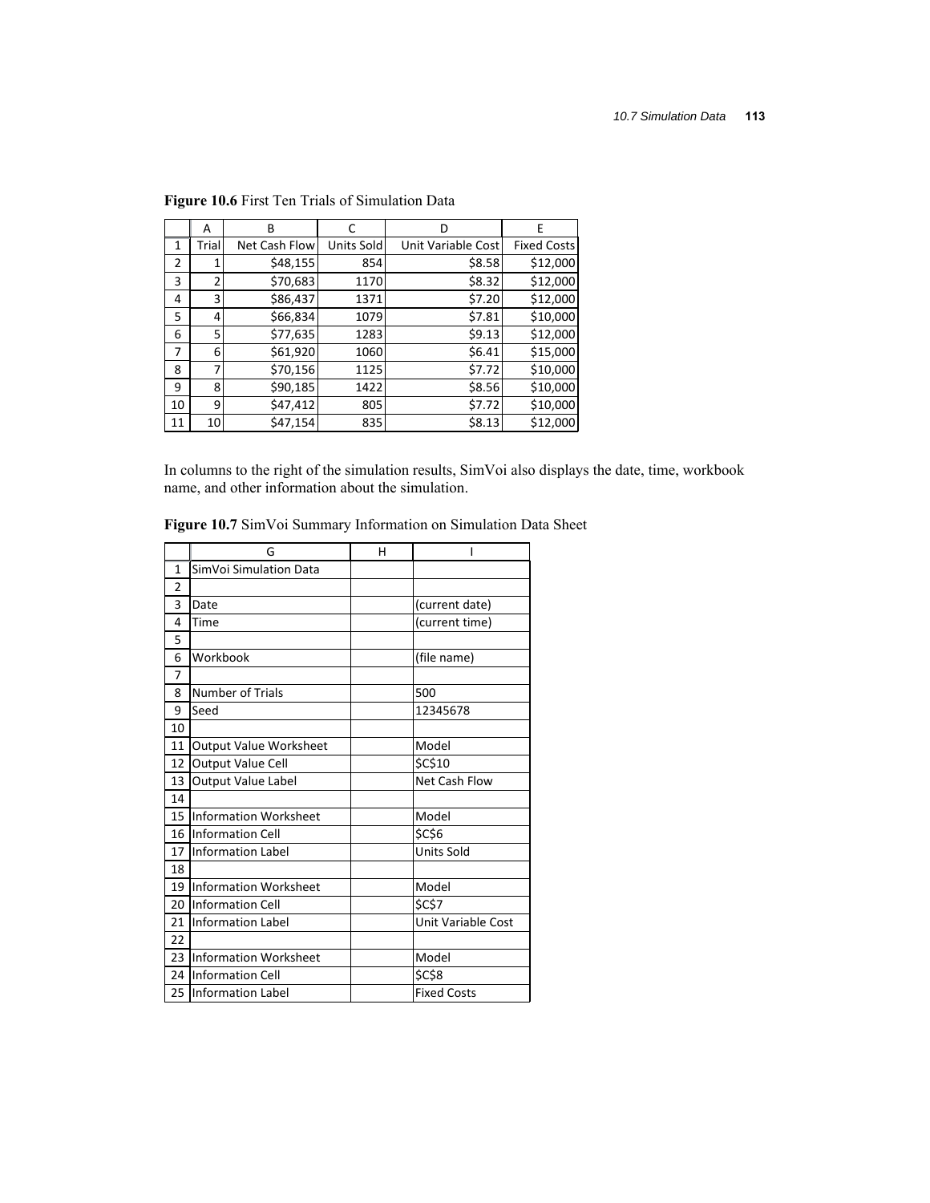**Figure 10.6** First Ten Trials of Simulation Data

| | A | B | C | D | E |
|---|---|---|---|---|---|
| 1 | Trial | Net Cash Flow | Units Sold | Unit Variable Cost | Fixed Costs |
| 2 | 1 | $48,155 | 854 | $8.58 | $12,000 |
| 3 | 2 | $70,683 | 1170 | $8.32 | $12,000 |
| 4 | 3 | $86,437 | 1371 | $7.20 | $12,000 |
| 5 | 4 | $66,834 | 1079 | $7.81 | $10,000 |
| 6 | 5 | $77,635 | 1283 | $9.13 | $12,000 |
| 7 | 6 | $61,920 | 1060 | $6.41 | $15,000 |
| 8 | 7 | $70,156 | 1125 | $7.72 | $10,000 |
| 9 | 8 | $90,185 | 1422 | $8.56 | $10,000 |
| 10 | 9 | $47,412 | 805 | $7.72 | $10,000 |
| 11 | 10 | $47,154 | 835 | $8.13 | $12,000 |

In columns to the right of the simulation results, SimVoi also displays the date, time, workbook name, and other information about the simulation.

**Figure 10.7** SimVoi Summary Information on Simulation Data Sheet

| | G | H | I |
|---|---|---|---|
| 1 | SimVoi Simulation Data | | |
| 2 | | | |
| 3 | Date | | (current date) |
| 4 | Time | | (current time) |
| 5 | | | |
| 6 | Workbook | | (file name) |
| 7 | | | |
| 8 | Number of Trials | | 500 |
| 9 | Seed | | 12345678 |
| 10 | | | |
| 11 | Output Value Worksheet | | Model |
| 12 | Output Value Cell | | $C$10 |
| 13 | Output Value Label | | Net Cash Flow |
| 14 | | | |
| 15 | Information Worksheet | | Model |
| 16 | Information Cell | | $C$6 |
| 17 | Information Label | | Units Sold |
| 18 | | | |
| 19 | Information Worksheet | | Model |
| 20 | Information Cell | | $C$7 |
| 21 | Information Label | | Unit Variable Cost |
| 22 | | | |
| 23 | Information Worksheet | | Model |
| 24 | Information Cell | | $C$8 |
| 25 | Information Label | | Fixed Costs |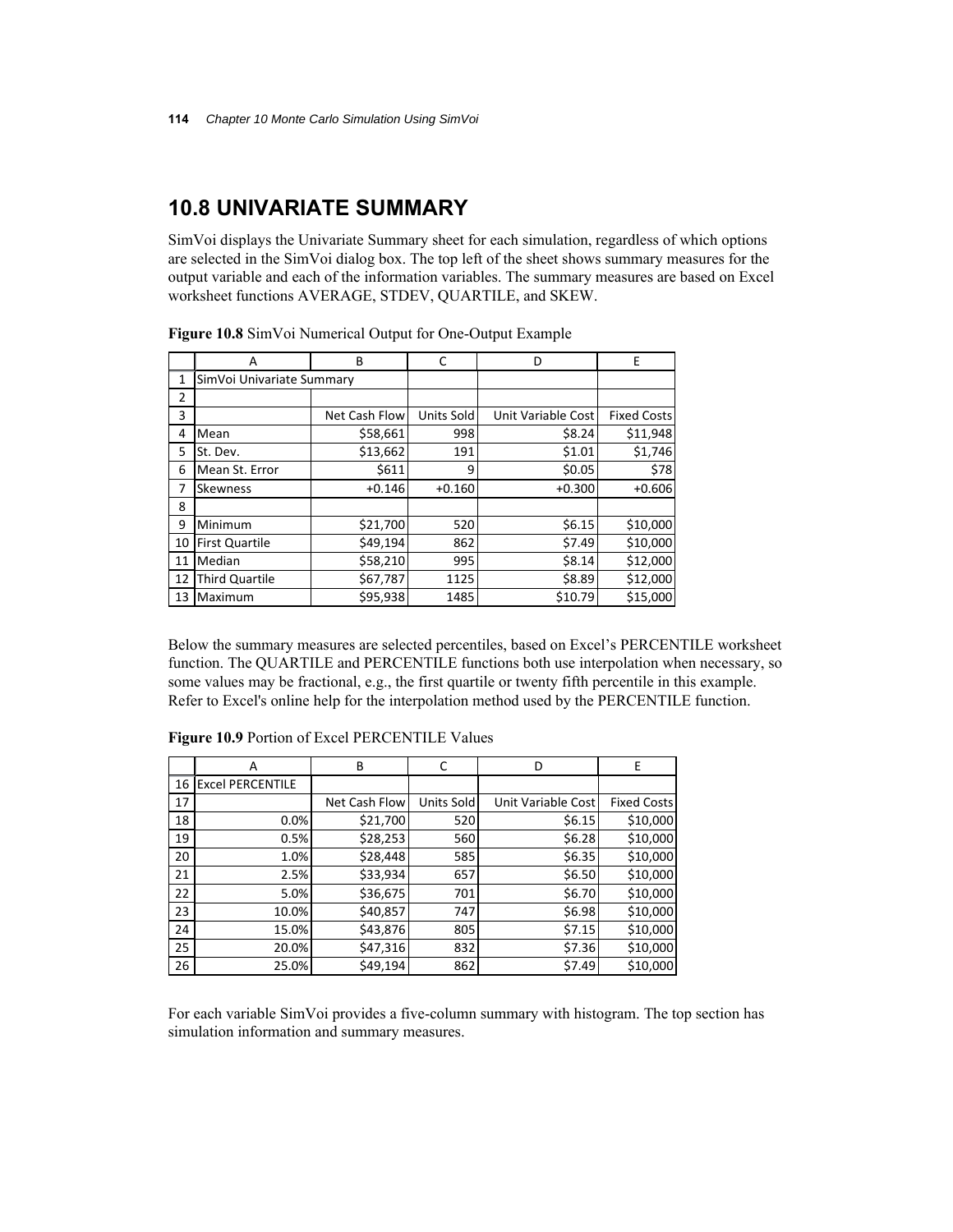## 10.8 UNIVARIATE SUMMARY

SimVoi displays the Univariate Summary sheet for each simulation, regardless of which options are selected in the SimVoi dialog box. The top left of the sheet shows summary measures for the output variable and each of the information variables. The summary measures are based on Excel worksheet functions AVERAGE, STDEV, QUARTILE, and SKEW.

**Figure 10.8** SimVoi Numerical Output for One-Output Example

| | A | B | C | D | E |
|---|---|---|---|---|---|
| 1 | SimVoi Univariate Summary | | | | |
| 2 | | | | | |
| 3 | | Net Cash Flow | Units Sold | Unit Variable Cost | Fixed Costs |
| 4 | Mean | $58,661 | 998 | $8.24 | $11,948 |
| 5 | St. Dev. | $13,662 | 191 | $1.01 | $1,746 |
| 6 | Mean St. Error | $611 | 9 | $0.05 | $78 |
| 7 | Skewness | +0.146 | +0.160 | +0.300 | +0.606 |
| 8 | | | | | |
| 9 | Minimum | $21,700 | 520 | $6.15 | $10,000 |
| 10 | First Quartile | $49,194 | 862 | $7.49 | $10,000 |
| 11 | Median | $58,210 | 995 | $8.14 | $12,000 |
| 12 | Third Quartile | $67,787 | 1125 | $8.89 | $12,000 |
| 13 | Maximum | $95,938 | 1485 | $10.79 | $15,000 |

Below the summary measures are selected percentiles, based on Excel's PERCENTILE worksheet function. The QUARTILE and PERCENTILE functions both use interpolation when necessary, so some values may be fractional, e.g., the first quartile or twenty fifth percentile in this example. Refer to Excel's online help for the interpolation method used by the PERCENTILE function.

**Figure 10.9** Portion of Excel PERCENTILE Values

| | A | B | C | D | E |
|---|---|---|---|---|---|
| 16 | Excel PERCENTILE | | | | |
| 17 | | Net Cash Flow | Units Sold | Unit Variable Cost | Fixed Costs |
| 18 | 0.0% | $21,700 | 520 | $6.15 | $10,000 |
| 19 | 0.5% | $28,253 | 560 | $6.28 | $10,000 |
| 20 | 1.0% | $28,448 | 585 | $6.35 | $10,000 |
| 21 | 2.5% | $33,934 | 657 | $6.50 | $10,000 |
| 22 | 5.0% | $36,675 | 701 | $6.70 | $10,000 |
| 23 | 10.0% | $40,857 | 747 | $6.98 | $10,000 |
| 24 | 15.0% | $43,876 | 805 | $7.15 | $10,000 |
| 25 | 20.0% | $47,316 | 832 | $7.36 | $10,000 |
| 26 | 25.0% | $49,194 | 862 | $7.49 | $10,000 |

For each variable SimVoi provides a five-column summary with histogram. The top section has simulation information and summary measures.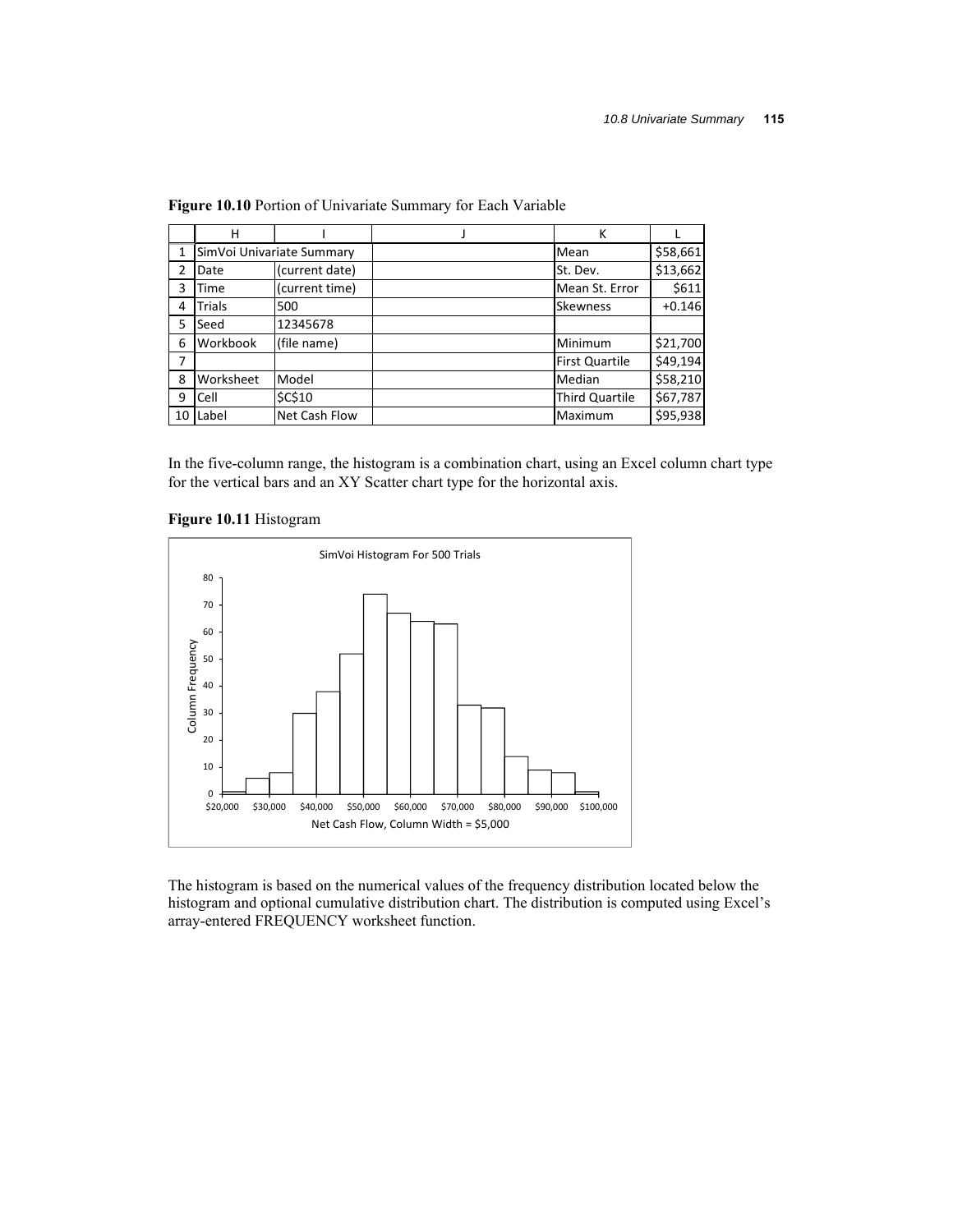**Figure 10.10** Portion of Univariate Summary for Each Variable

| | H | I | J | K | L |
|---|---|---|---|---|---|
| 1 | SimVoi Univariate Summary | | | Mean | $58,661 |
| 2 | Date | (current date) | | St. Dev. | $13,662 |
| 3 | Time | (current time) | | Mean St. Error | $611 |
| 4 | Trials | 500 | | Skewness | +0.146 |
| 5 | Seed | 12345678 | | | |
| 6 | Workbook | (file name) | | Minimum | $21,700 |
| 7 | | | | First Quartile | $49,194 |
| 8 | Worksheet | Model | | Median | $58,210 |
| 9 | Cell | $C$10 | | Third Quartile | $67,787 |
| 10 | Label | Net Cash Flow | | Maximum | $95,938 |

In the five-column range, the histogram is a combination chart, using an Excel column chart type for the vertical bars and an XY Scatter chart type for the horizontal axis.

**Figure 10.11** Histogram

The histogram is based on the numerical values of the frequency distribution located below the histogram and optional cumulative distribution chart. The distribution is computed using Excel's array-entered FREQUENCY worksheet function.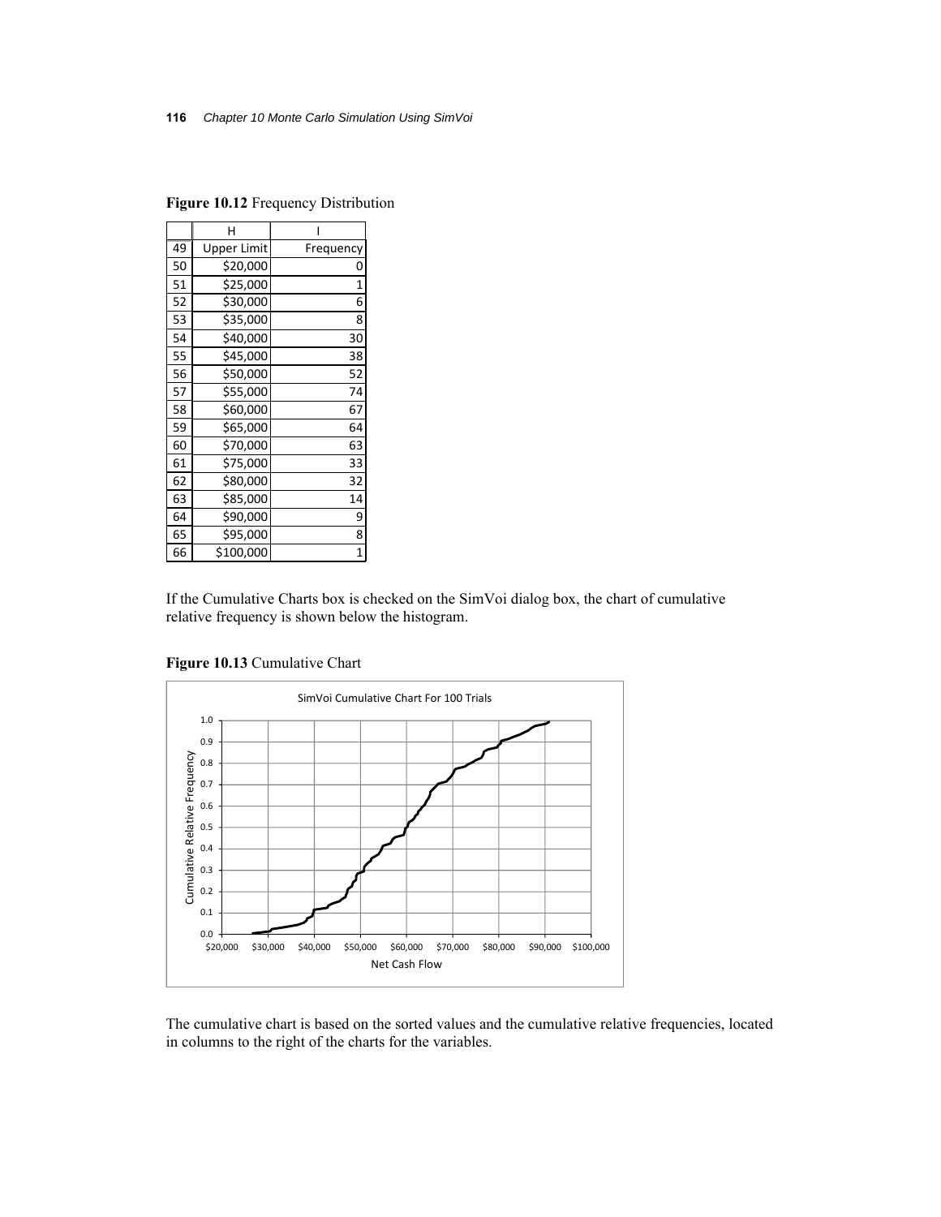**Figure 10.12** Frequency Distribution

| | H | I |
|---|---|---|
| 49 | Upper Limit | Frequency |
| 50 | $20,000 | 0 |
| 51 | $25,000 | 1 |
| 52 | $30,000 | 6 |
| 53 | $35,000 | 8 |
| 54 | $40,000 | 30 |
| 55 | $45,000 | 38 |
| 56 | $50,000 | 52 |
| 57 | $55,000 | 74 |
| 58 | $60,000 | 67 |
| 59 | $65,000 | 64 |
| 60 | $70,000 | 63 |
| 61 | $75,000 | 33 |
| 62 | $80,000 | 32 |
| 63 | $85,000 | 14 |
| 64 | $90,000 | 9 |
| 65 | $95,000 | 8 |
| 66 | $100,000 | 1 |

If the Cumulative Charts box is checked on the SimVoi dialog box, the chart of cumulative relative frequency is shown below the histogram.

**Figure 10.13** Cumulative Chart

The cumulative chart is based on the sorted values and the cumulative relative frequencies, located in columns to the right of the charts for the variables.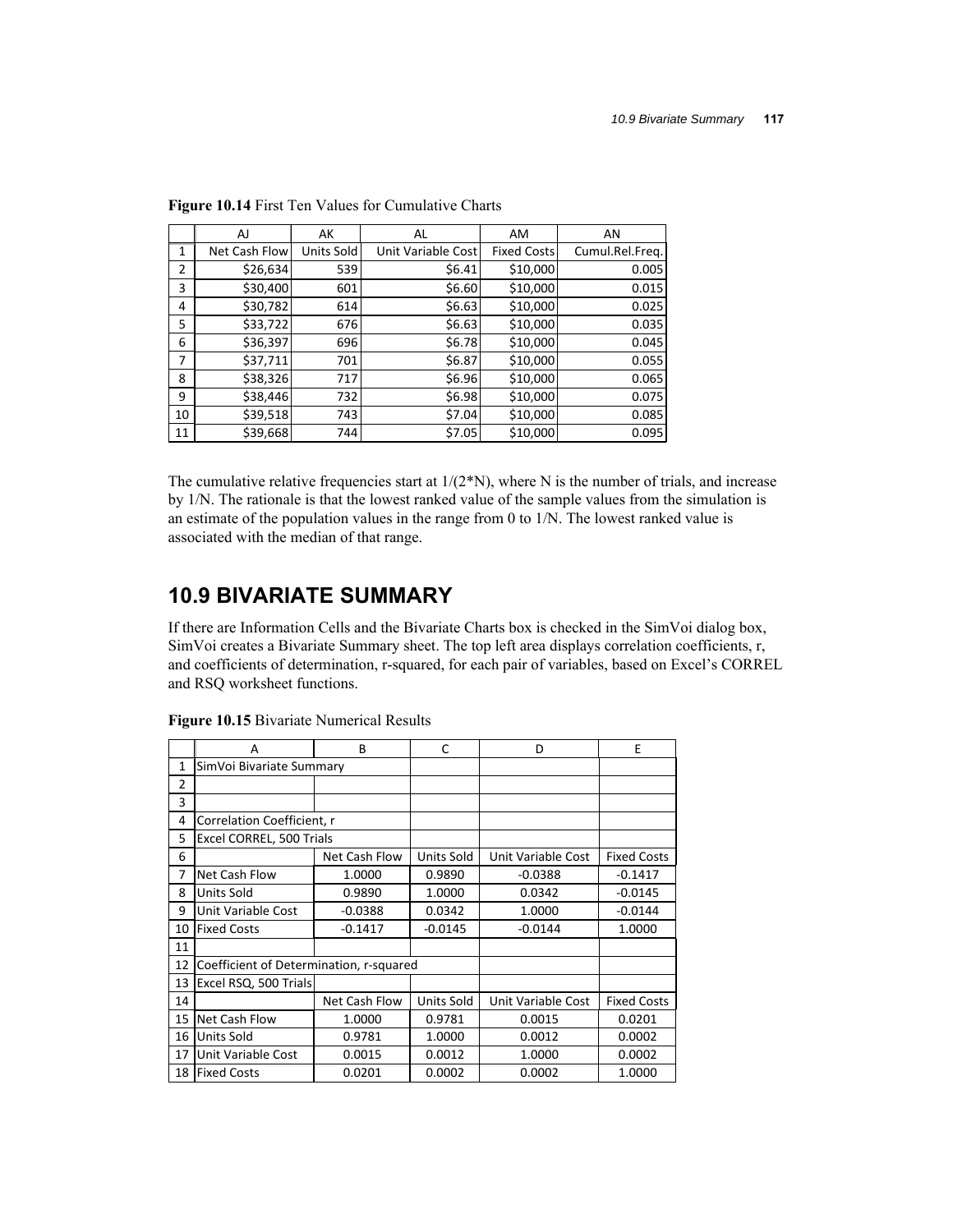**Figure 10.14** First Ten Values for Cumulative Charts

| | AJ | AK | AL | AM | AN |
|---|---|---|---|---|---|
| 1 | Net Cash Flow | Units Sold | Unit Variable Cost | Fixed Costs | Cumul.Rel.Freq. |
| 2 | $26,634 | 539 | $6.41 | $10,000 | 0.005 |
| 3 | $30,400 | 601 | $6.60 | $10,000 | 0.015 |
| 4 | $30,782 | 614 | $6.63 | $10,000 | 0.025 |
| 5 | $33,722 | 676 | $6.63 | $10,000 | 0.035 |
| 6 | $36,397 | 696 | $6.78 | $10,000 | 0.045 |
| 7 | $37,711 | 701 | $6.87 | $10,000 | 0.055 |
| 8 | $38,326 | 717 | $6.96 | $10,000 | 0.065 |
| 9 | $38,446 | 732 | $6.98 | $10,000 | 0.075 |
| 10 | $39,518 | 743 | $7.04 | $10,000 | 0.085 |
| 11 | $39,668 | 744 | $7.05 | $10,000 | 0.095 |

The cumulative relative frequencies start at 1/(2*N), where N is the number of trials, and increase by 1/N. The rationale is that the lowest ranked value of the sample values from the simulation is an estimate of the population values in the range from 0 to 1/N. The lowest ranked value is associated with the median of that range.

## 10.9 BIVARIATE SUMMARY

If there are Information Cells and the Bivariate Charts box is checked in the SimVoi dialog box, SimVoi creates a Bivariate Summary sheet. The top left area displays correlation coefficients, r, and coefficients of determination, r-squared, for each pair of variables, based on Excel's CORREL and RSQ worksheet functions.

**Figure 10.15** Bivariate Numerical Results

| | A | B | C | D | E |
|---|---|---|---|---|---|
| 1 | SimVoi Bivariate Summary | | | | |
| 2 | | | | | |
| 3 | | | | | |
| 4 | Correlation Coefficient, r | | | | |
| 5 | Excel CORREL, 500 Trials | | | | |
| 6 | | Net Cash Flow | Units Sold | Unit Variable Cost | Fixed Costs |
| 7 | Net Cash Flow | 1.0000 | 0.9890 | -0.0388 | -0.1417 |
| 8 | Units Sold | 0.9890 | 1.0000 | 0.0342 | -0.0145 |
| 9 | Unit Variable Cost | -0.0388 | 0.0342 | 1.0000 | -0.0144 |
| 10 | Fixed Costs | -0.1417 | -0.0145 | -0.0144 | 1.0000 |
| 11 | | | | | |
| 12 | Coefficient of Determination, r-squared | | | | |
| 13 | Excel RSQ, 500 Trials | | | | |
| 14 | | Net Cash Flow | Units Sold | Unit Variable Cost | Fixed Costs |
| 15 | Net Cash Flow | 1.0000 | 0.9781 | 0.0015 | 0.0201 |
| 16 | Units Sold | 0.9781 | 1.0000 | 0.0012 | 0.0002 |
| 17 | Unit Variable Cost | 0.0015 | 0.0012 | 1.0000 | 0.0002 |
| 18 | Fixed Costs | 0.0201 | 0.0002 | 0.0002 | 1.0000 |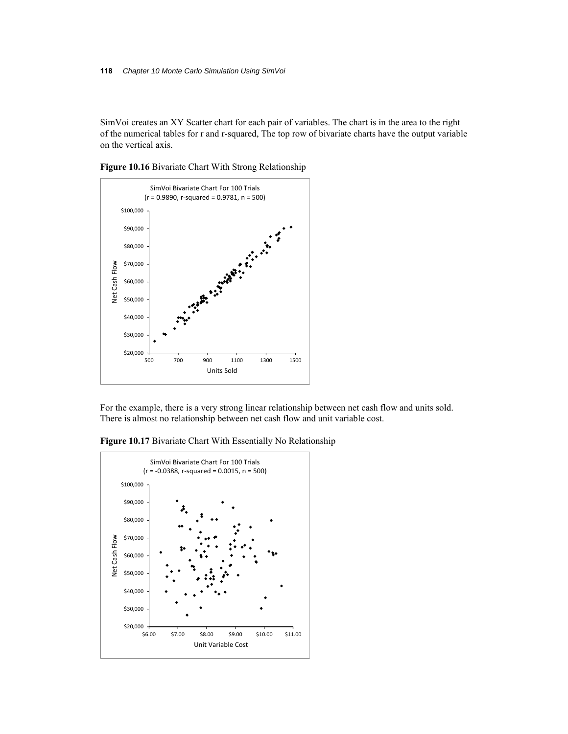SimVoi creates an XY Scatter chart for each pair of variables. The chart is in the area to the right of the numerical tables for r and r-squared, The top row of bivariate charts have the output variable on the vertical axis.

**Figure 10.16** Bivariate Chart With Strong Relationship

For the example, there is a very strong linear relationship between net cash flow and units sold. There is almost no relationship between net cash flow and unit variable cost.

**Figure 10.17** Bivariate Chart With Essentially No Relationship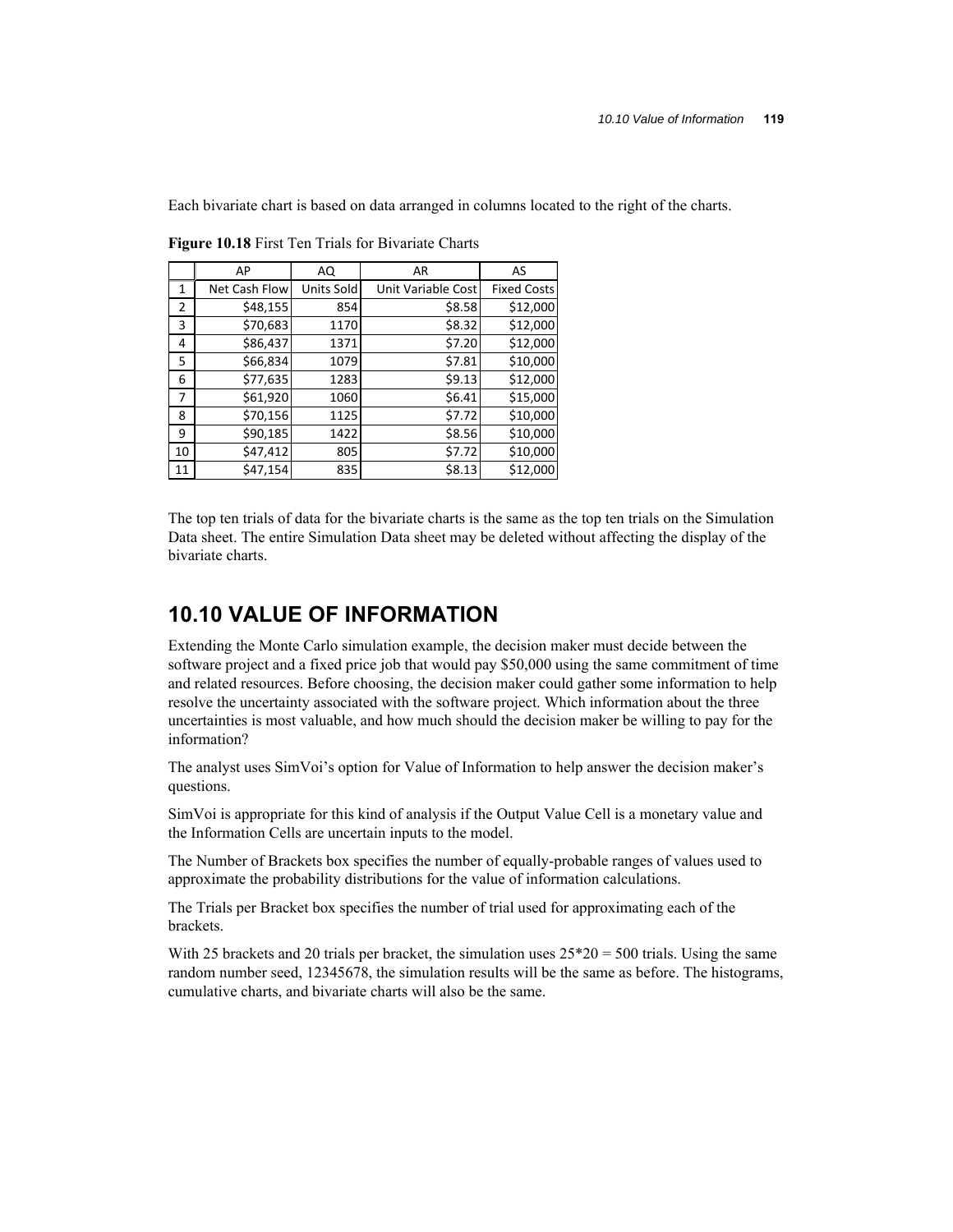Each bivariate chart is based on data arranged in columns located to the right of the charts.

**Figure 10.18** First Ten Trials for Bivariate Charts

| | AP | AQ | AR | AS |
|---|---|---|---|---|
| 1 | Net Cash Flow | Units Sold | Unit Variable Cost | Fixed Costs |
| 2 | $48,155 | 854 | $8.58 | $12,000 |
| 3 | $70,683 | 1170 | $8.32 | $12,000 |
| 4 | $86,437 | 1371 | $7.20 | $12,000 |
| 5 | $66,834 | 1079 | $7.81 | $10,000 |
| 6 | $77,635 | 1283 | $9.13 | $12,000 |
| 7 | $61,920 | 1060 | $6.41 | $15,000 |
| 8 | $70,156 | 1125 | $7.72 | $10,000 |
| 9 | $90,185 | 1422 | $8.56 | $10,000 |
| 10 | $47,412 | 805 | $7.72 | $10,000 |
| 11 | $47,154 | 835 | $8.13 | $12,000 |

The top ten trials of data for the bivariate charts is the same as the top ten trials on the Simulation Data sheet. The entire Simulation Data sheet may be deleted without affecting the display of the bivariate charts.

## 10.10 VALUE OF INFORMATION

Extending the Monte Carlo simulation example, the decision maker must decide between the software project and a fixed price job that would pay $50,000 using the same commitment of time and related resources. Before choosing, the decision maker could gather some information to help resolve the uncertainty associated with the software project. Which information about the three uncertainties is most valuable, and how much should the decision maker be willing to pay for the information?

The analyst uses SimVoi's option for Value of Information to help answer the decision maker's questions.

SimVoi is appropriate for this kind of analysis if the Output Value Cell is a monetary value and the Information Cells are uncertain inputs to the model.

The Number of Brackets box specifies the number of equally-probable ranges of values used to approximate the probability distributions for the value of information calculations.

The Trials per Bracket box specifies the number of trial used for approximating each of the brackets.

With 25 brackets and 20 trials per bracket, the simulation uses 25*20 = 500 trials. Using the same random number seed, 12345678, the simulation results will be the same as before. The histograms, cumulative charts, and bivariate charts will also be the same.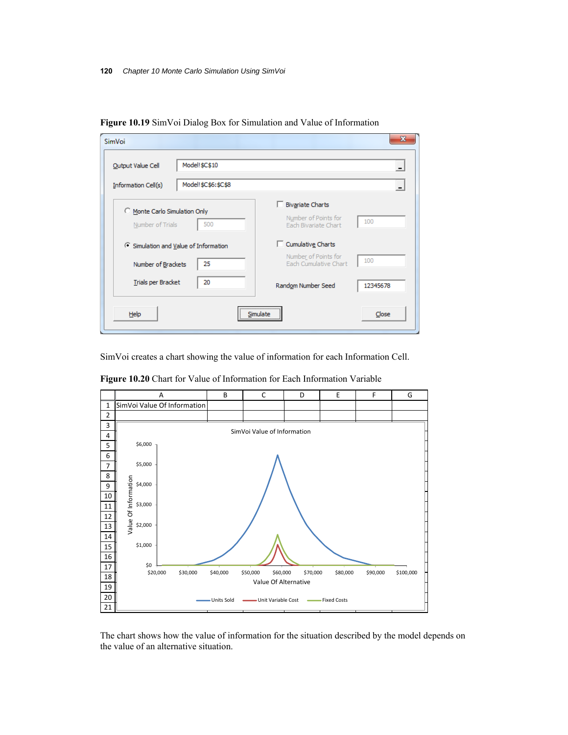**Figure 10.19** SimVoi Dialog Box for Simulation and Value of Information

SimVoi creates a chart showing the value of information for each Information Cell.

**Figure 10.20** Chart for Value of Information for Each Information Variable

The chart shows how the value of information for the situation described by the model depends on the value of an alternative situation.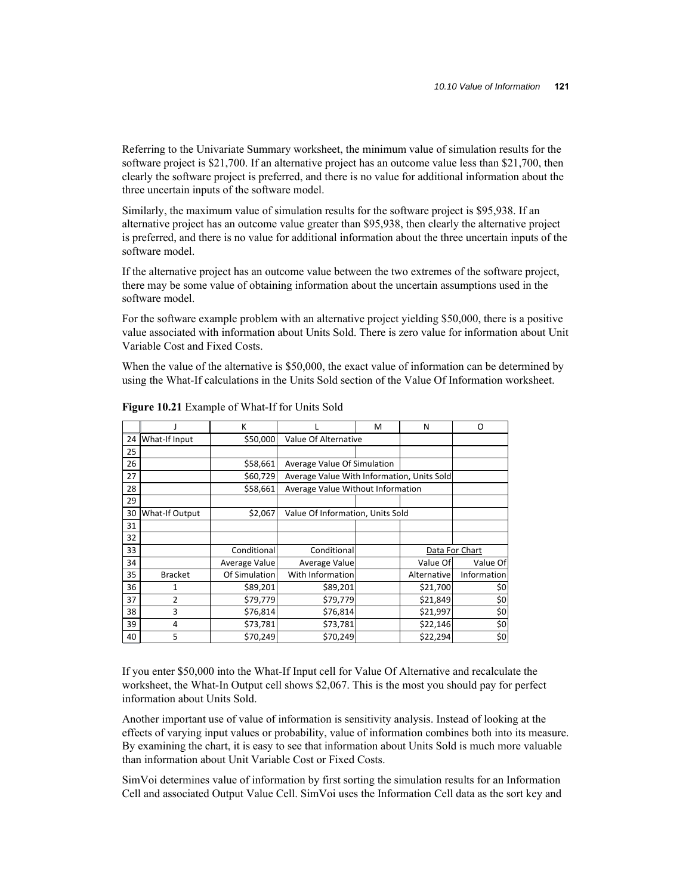Referring to the Univariate Summary worksheet, the minimum value of simulation results for the software project is $21,700. If an alternative project has an outcome value less than $21,700, then clearly the software project is preferred, and there is no value for additional information about the three uncertain inputs of the software model.

Similarly, the maximum value of simulation results for the software project is $95,938. If an alternative project has an outcome value greater than $95,938, then clearly the alternative project is preferred, and there is no value for additional information about the three uncertain inputs of the software model.

If the alternative project has an outcome value between the two extremes of the software project, there may be some value of obtaining information about the uncertain assumptions used in the software model.

For the software example problem with an alternative project yielding $50,000, there is a positive value associated with information about Units Sold. There is zero value for information about Unit Variable Cost and Fixed Costs.

When the value of the alternative is $50,000, the exact value of information can be determined by using the What-If calculations in the Units Sold section of the Value Of Information worksheet.

**Figure 10.21** Example of What-If for Units Sold

| | J | K | L | M | N | O |
|---|---|---|---|---|---|---|
| 24 | What-If Input | $50,000 | Value Of Alternative | | | |
| 25 | | | | | | |
| 26 | | $58,661 | Average Value Of Simulation | | | |
| 27 | | $60,729 | Average Value With Information, Units Sold | | | |
| 28 | | $58,661 | Average Value Without Information | | | |
| 29 | | | | | | |
| 30 | What-If Output | $2,067 | Value Of Information, Units Sold | | | |
| 31 | | | | | | |
| 32 | | | | | | |
| 33 | | Conditional | Conditional | | Data For Chart | |
| 34 | | Average Value | Average Value | | Value Of | Value Of |
| 35 | Bracket | Of Simulation | With Information | | Alternative | Information |
| 36 | 1 | $89,201 | $89,201 | | $21,700 | $0 |
| 37 | 2 | $79,779 | $79,779 | | $21,849 | $0 |
| 38 | 3 | $76,814 | $76,814 | | $21,997 | $0 |
| 39 | 4 | $73,781 | $73,781 | | $22,146 | $0 |
| 40 | 5 | $70,249 | $70,249 | | $22,294 | $0 |

If you enter $50,000 into the What-If Input cell for Value Of Alternative and recalculate the worksheet, the What-In Output cell shows $2,067. This is the most you should pay for perfect information about Units Sold.

Another important use of value of information is sensitivity analysis. Instead of looking at the effects of varying input values or probability, value of information combines both into its measure. By examining the chart, it is easy to see that information about Units Sold is much more valuable than information about Unit Variable Cost or Fixed Costs.

SimVoi determines value of information by first sorting the simulation results for an Information Cell and associated Output Value Cell. SimVoi uses the Information Cell data as the sort key and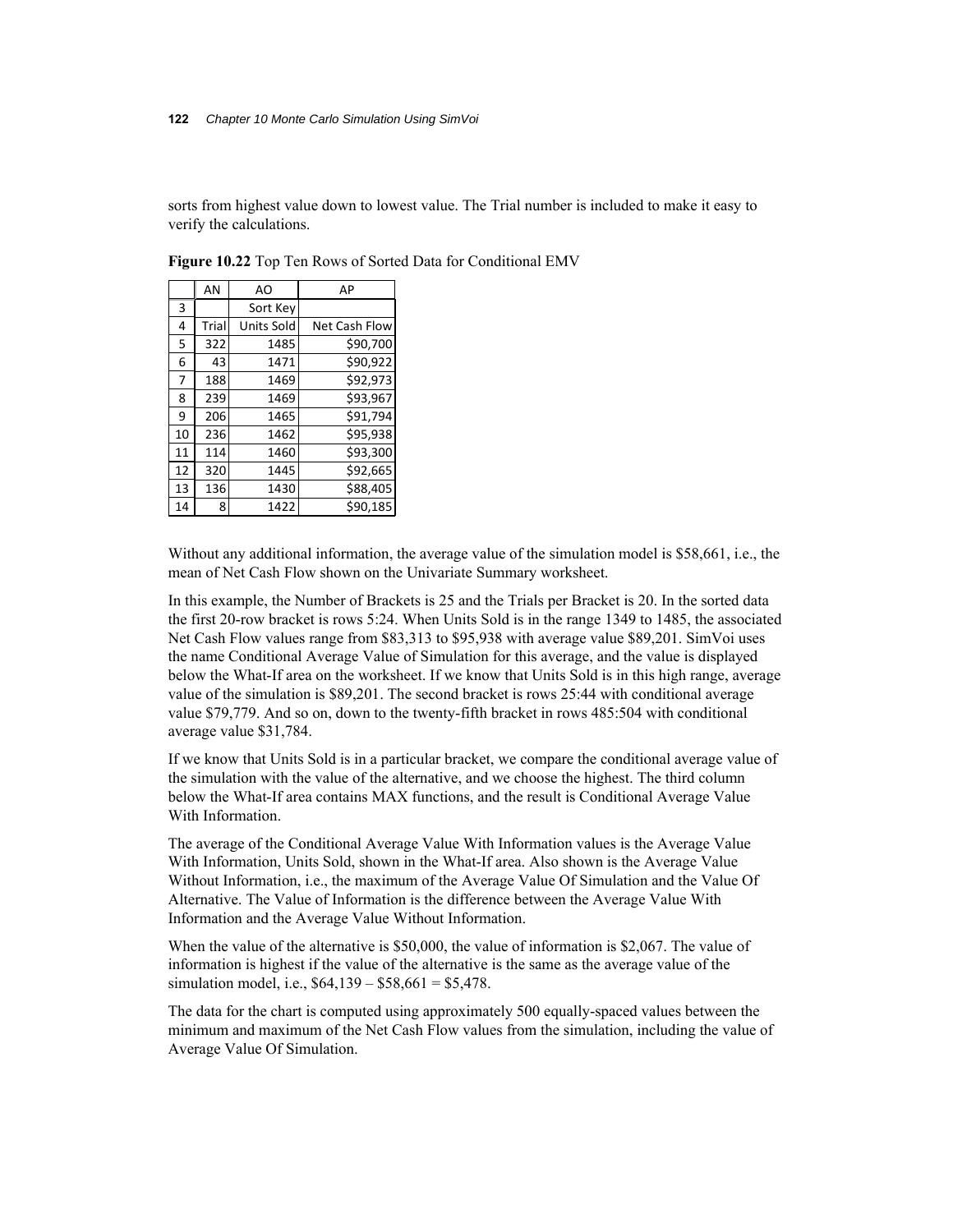sorts from highest value down to lowest value. The Trial number is included to make it easy to verify the calculations.

**Figure 10.22** Top Ten Rows of Sorted Data for Conditional EMV

| | AN | AO | AP |
|---|---|---|---|
| 3 | | Sort Key | |
| 4 | Trial | Units Sold | Net Cash Flow |
| 5 | 322 | 1485 | $90,700 |
| 6 | 43 | 1471 | $90,922 |
| 7 | 188 | 1469 | $92,973 |
| 8 | 239 | 1469 | $93,967 |
| 9 | 206 | 1465 | $91,794 |
| 10 | 236 | 1462 | $95,938 |
| 11 | 114 | 1460 | $93,300 |
| 12 | 320 | 1445 | $92,665 |
| 13 | 136 | 1430 | $88,405 |
| 14 | 8 | 1422 | $90,185 |

Without any additional information, the average value of the simulation model is $58,661, i.e., the mean of Net Cash Flow shown on the Univariate Summary worksheet.

In this example, the Number of Brackets is 25 and the Trials per Bracket is 20. In the sorted data the first 20-row bracket is rows 5:24. When Units Sold is in the range 1349 to 1485, the associated Net Cash Flow values range from $83,313 to $95,938 with average value $89,201. SimVoi uses the name Conditional Average Value of Simulation for this average, and the value is displayed below the What-If area on the worksheet. If we know that Units Sold is in this high range, average value of the simulation is $89,201. The second bracket is rows 25:44 with conditional average value $79,779. And so on, down to the twenty-fifth bracket in rows 485:504 with conditional average value $31,784.

If we know that Units Sold is in a particular bracket, we compare the conditional average value of the simulation with the value of the alternative, and we choose the highest. The third column below the What-If area contains MAX functions, and the result is Conditional Average Value With Information.

The average of the Conditional Average Value With Information values is the Average Value With Information, Units Sold, shown in the What-If area. Also shown is the Average Value Without Information, i.e., the maximum of the Average Value Of Simulation and the Value Of Alternative. The Value of Information is the difference between the Average Value With Information and the Average Value Without Information.

When the value of the alternative is $50,000, the value of information is $2,067. The value of information is highest if the value of the alternative is the same as the average value of the simulation model, i.e., $64,139 – $58,661 = $5,478.

The data for the chart is computed using approximately 500 equally-spaced values between the minimum and maximum of the Net Cash Flow values from the simulation, including the value of Average Value Of Simulation.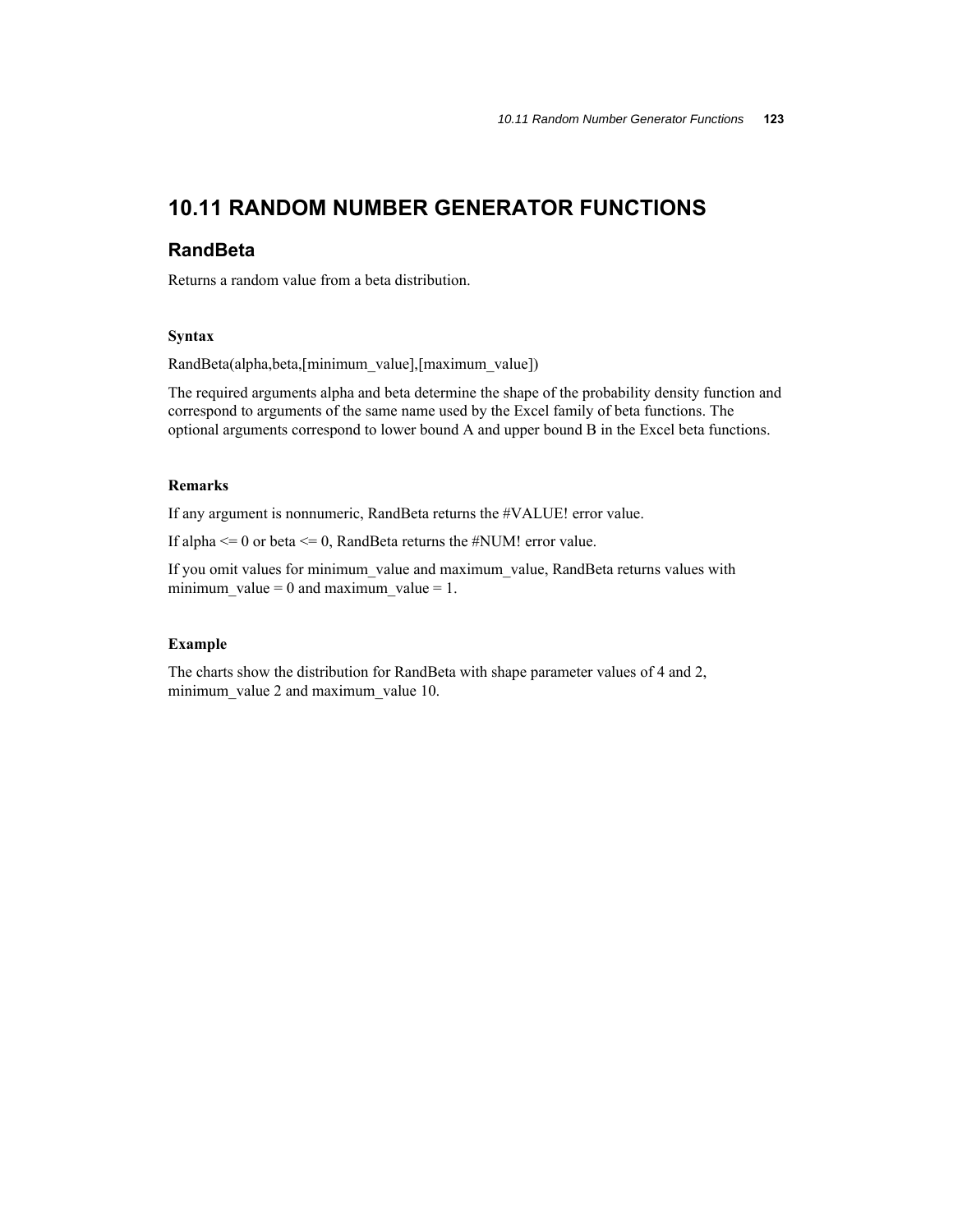## 10.11 RANDOM NUMBER GENERATOR FUNCTIONS

### RandBeta

Returns a random value from a beta distribution.

#### Syntax

RandBeta(alpha,beta,[minimum_value],[maximum_value])

The required arguments alpha and beta determine the shape of the probability density function and correspond to arguments of the same name used by the Excel family of beta functions. The optional arguments correspond to lower bound A and upper bound B in the Excel beta functions.

#### Remarks

If any argument is nonnumeric, RandBeta returns the #VALUE! error value.

If alpha <= 0 or beta <= 0, RandBeta returns the #NUM! error value.

If you omit values for minimum_value and maximum_value, RandBeta returns values with minimum_value = 0 and maximum_value = 1.

#### Example

The charts show the distribution for RandBeta with shape parameter values of 4 and 2, minimum_value 2 and maximum_value 10.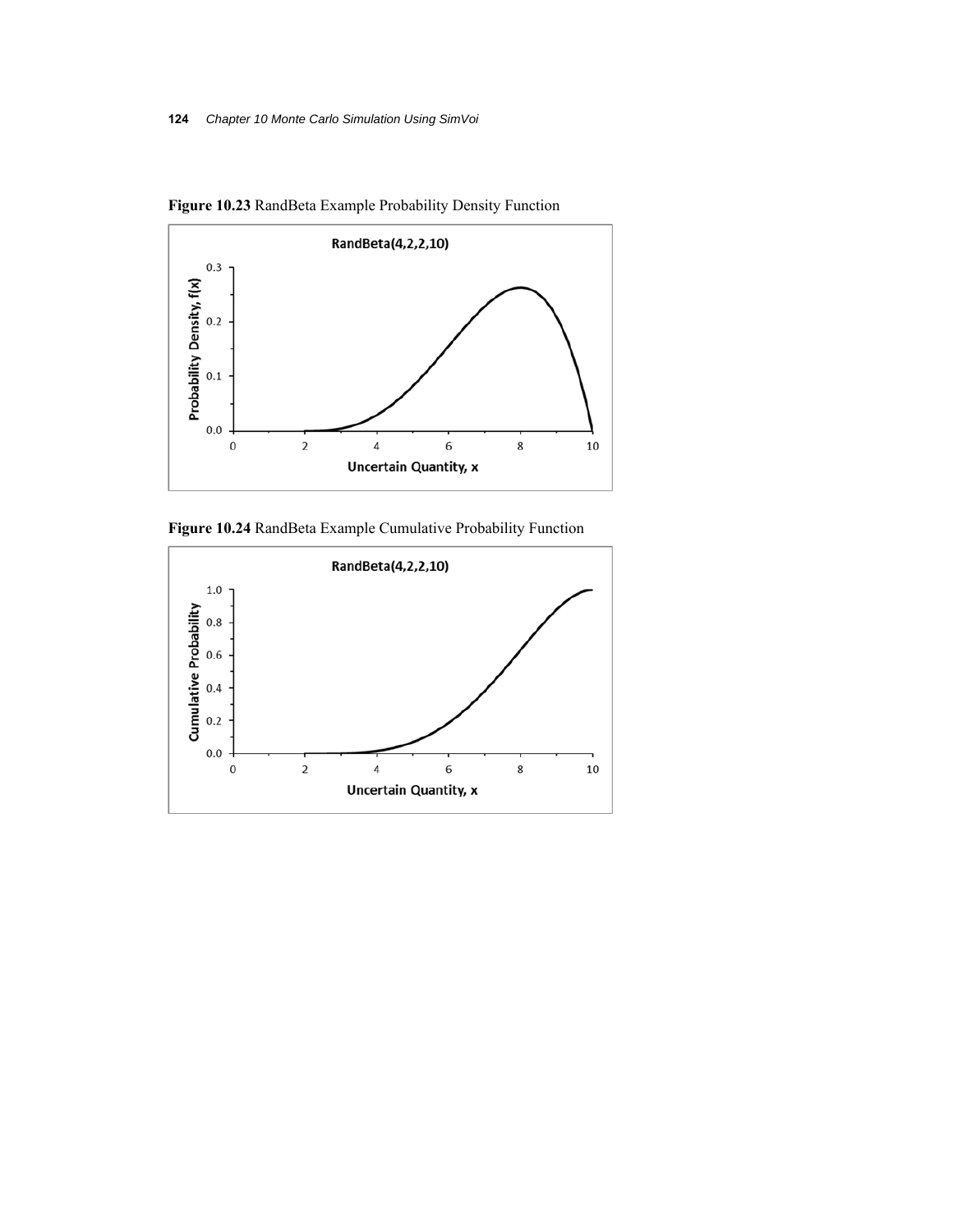**Figure 10.23** RandBeta Example Probability Density Function

**Figure 10.24** RandBeta Example Cumulative Probability Function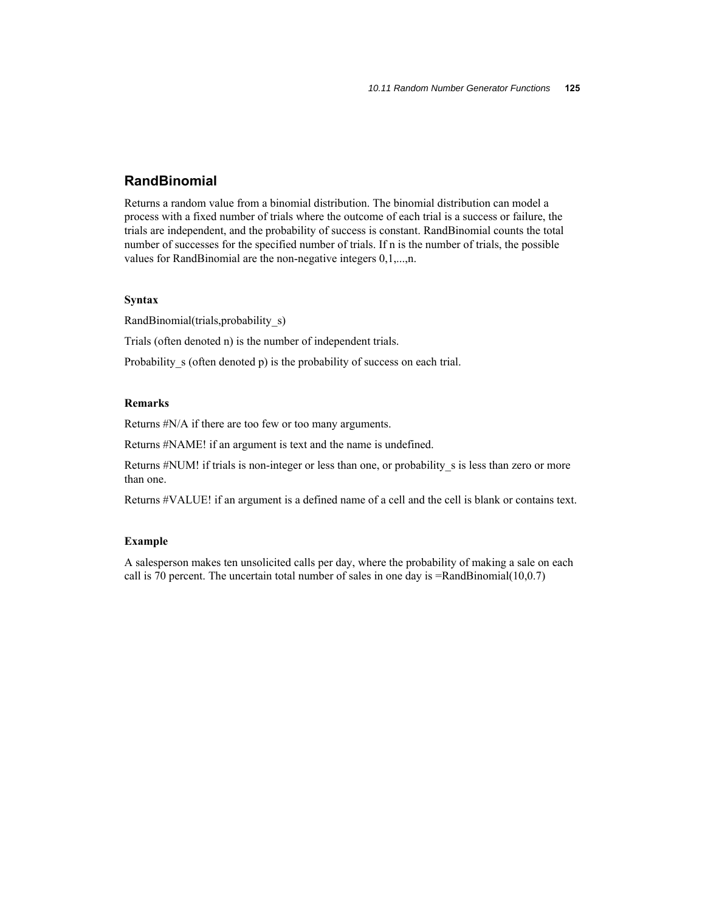## RandBinomial

Returns a random value from a binomial distribution. The binomial distribution can model a process with a fixed number of trials where the outcome of each trial is a success or failure, the trials are independent, and the probability of success is constant. RandBinomial counts the total number of successes for the specified number of trials. If n is the number of trials, the possible values for RandBinomial are the non-negative integers 0,1,...,n.

### Syntax

RandBinomial(trials,probability_s)

Trials (often denoted n) is the number of independent trials.

Probability_s (often denoted p) is the probability of success on each trial.

### Remarks

Returns #N/A if there are too few or too many arguments.

Returns #NAME! if an argument is text and the name is undefined.

Returns #NUM! if trials is non-integer or less than one, or probability_s is less than zero or more than one.

Returns #VALUE! if an argument is a defined name of a cell and the cell is blank or contains text.

### Example

A salesperson makes ten unsolicited calls per day, where the probability of making a sale on each call is 70 percent. The uncertain total number of sales in one day is =RandBinomial(10,0.7)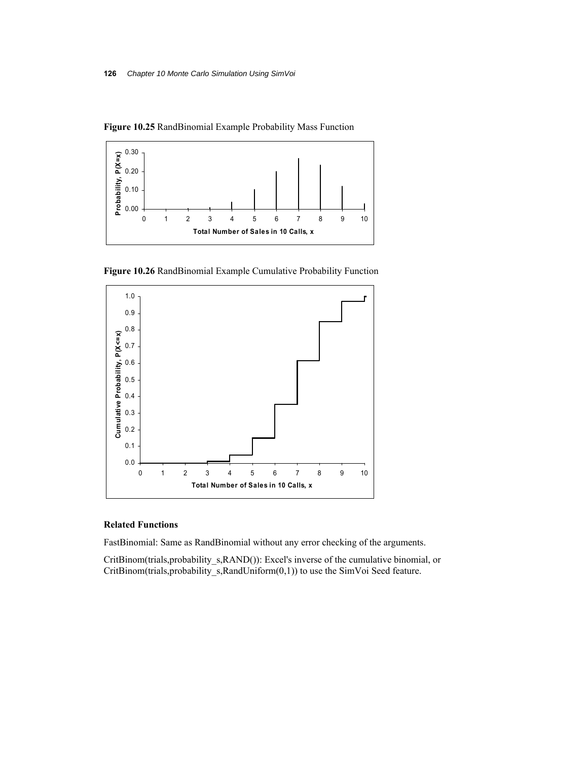**Figure 10.25** RandBinomial Example Probability Mass Function

**Figure 10.26** RandBinomial Example Cumulative Probability Function

### Related Functions

FastBinomial: Same as RandBinomial without any error checking of the arguments.

CritBinom(trials,probability_s,RAND()): Excel's inverse of the cumulative binomial, or CritBinom(trials,probability_s,RandUniform(0,1)) to use the SimVoi Seed feature.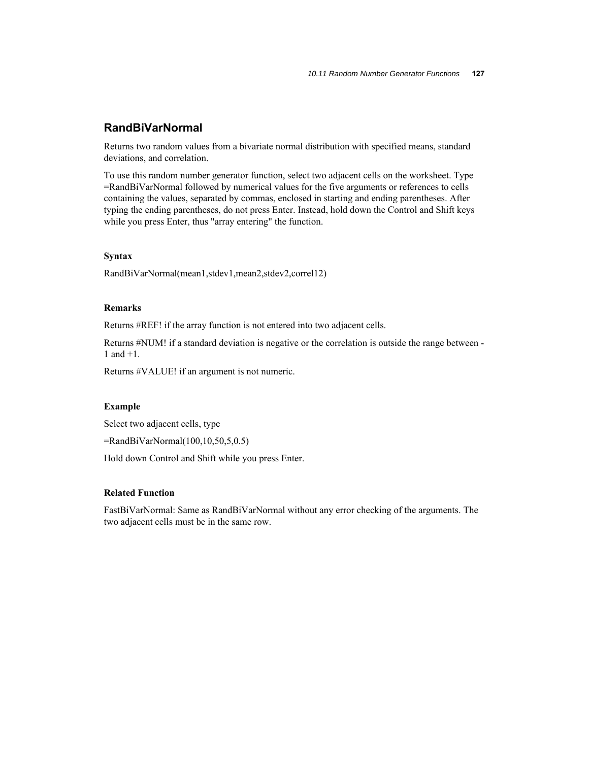## RandBiVarNormal

Returns two random values from a bivariate normal distribution with specified means, standard deviations, and correlation.

To use this random number generator function, select two adjacent cells on the worksheet. Type =RandBiVarNormal followed by numerical values for the five arguments or references to cells containing the values, separated by commas, enclosed in starting and ending parentheses. After typing the ending parentheses, do not press Enter. Instead, hold down the Control and Shift keys while you press Enter, thus "array entering" the function.

### Syntax

RandBiVarNormal(mean1,stdev1,mean2,stdev2,correl12)

### Remarks

Returns #REF! if the array function is not entered into two adjacent cells.

Returns #NUM! if a standard deviation is negative or the correlation is outside the range between -1 and +1.

Returns #VALUE! if an argument is not numeric.

### Example

Select two adjacent cells, type

=RandBiVarNormal(100,10,50,5,0.5)

Hold down Control and Shift while you press Enter.

### Related Function

FastBiVarNormal: Same as RandBiVarNormal without any error checking of the arguments. The two adjacent cells must be in the same row.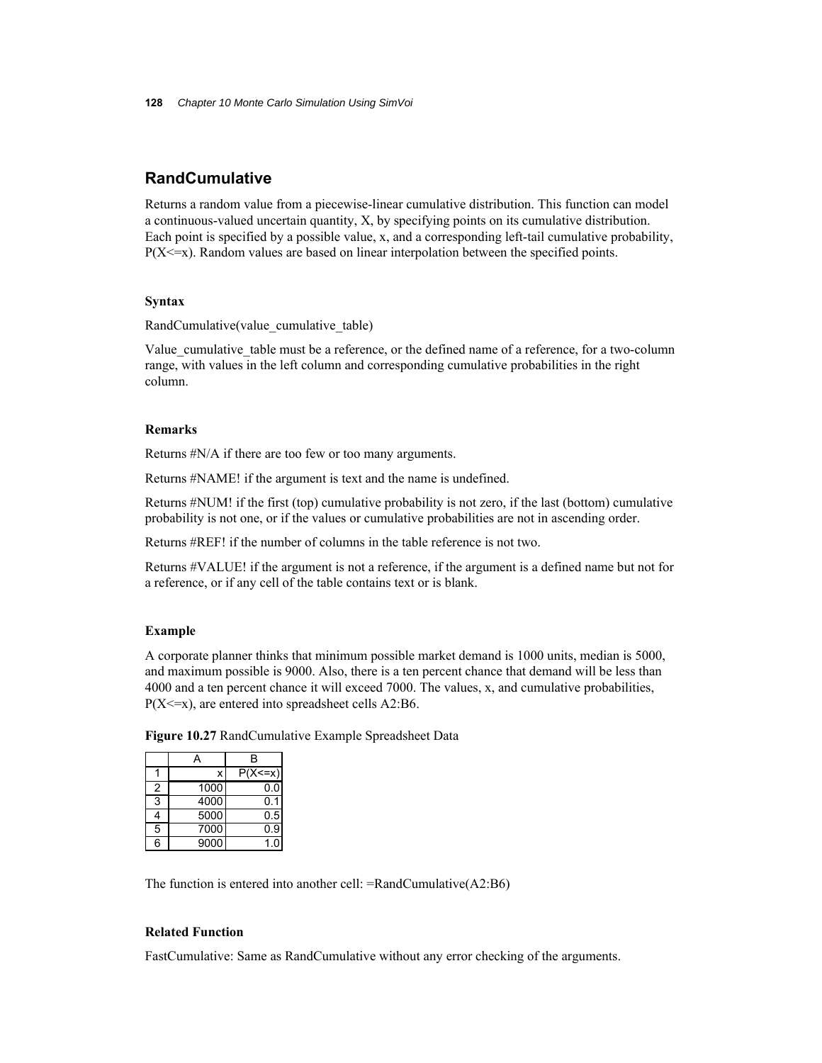## RandCumulative

Returns a random value from a piecewise-linear cumulative distribution. This function can model a continuous-valued uncertain quantity, X, by specifying points on its cumulative distribution. Each point is specified by a possible value, x, and a corresponding left-tail cumulative probability, P(X<=x). Random values are based on linear interpolation between the specified points.

#### Syntax

RandCumulative(value_cumulative_table)

Value_cumulative_table must be a reference, or the defined name of a reference, for a two-column range, with values in the left column and corresponding cumulative probabilities in the right column.

#### Remarks

Returns #N/A if there are too few or too many arguments.

Returns #NAME! if the argument is text and the name is undefined.

Returns #NUM! if the first (top) cumulative probability is not zero, if the last (bottom) cumulative probability is not one, or if the values or cumulative probabilities are not in ascending order.

Returns #REF! if the number of columns in the table reference is not two.

Returns #VALUE! if the argument is not a reference, if the argument is a defined name but not for a reference, or if any cell of the table contains text or is blank.

#### Example

A corporate planner thinks that minimum possible market demand is 1000 units, median is 5000, and maximum possible is 9000. Also, there is a ten percent chance that demand will be less than 4000 and a ten percent chance it will exceed 7000. The values, x, and cumulative probabilities, P(X<=x), are entered into spreadsheet cells A2:B6.

**Figure 10.27** RandCumulative Example Spreadsheet Data

|   | A | B |
|---|---|---|
| 1 | x | P(X<=x) |
| 2 | 1000 | 0.0 |
| 3 | 4000 | 0.1 |
| 4 | 5000 | 0.5 |
| 5 | 7000 | 0.9 |
| 6 | 9000 | 1.0 |

The function is entered into another cell: =RandCumulative(A2:B6)

#### Related Function

FastCumulative: Same as RandCumulative without any error checking of the arguments.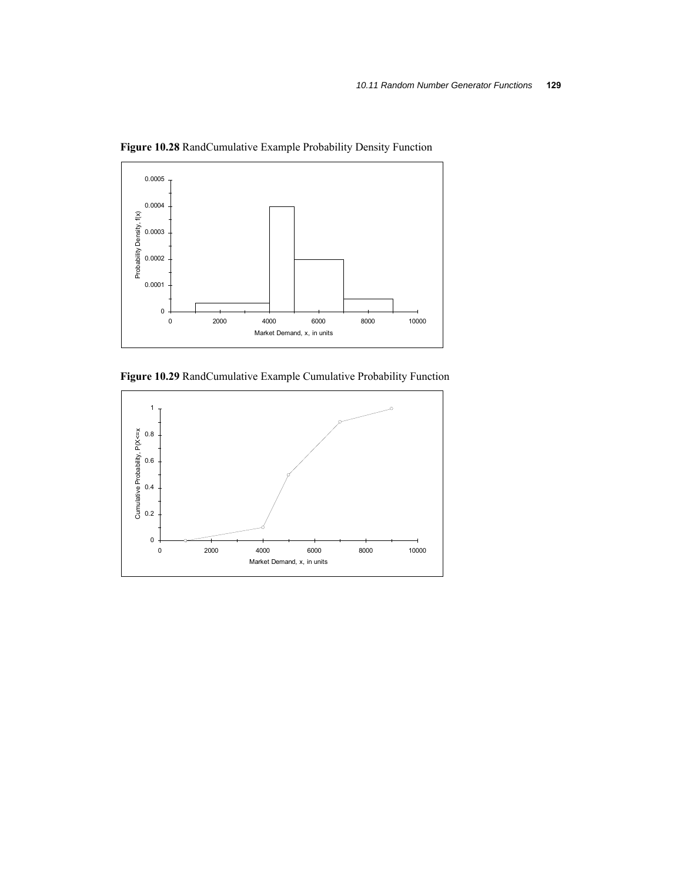**Figure 10.28** RandCumulative Example Probability Density Function

**Figure 10.29** RandCumulative Example Cumulative Probability Function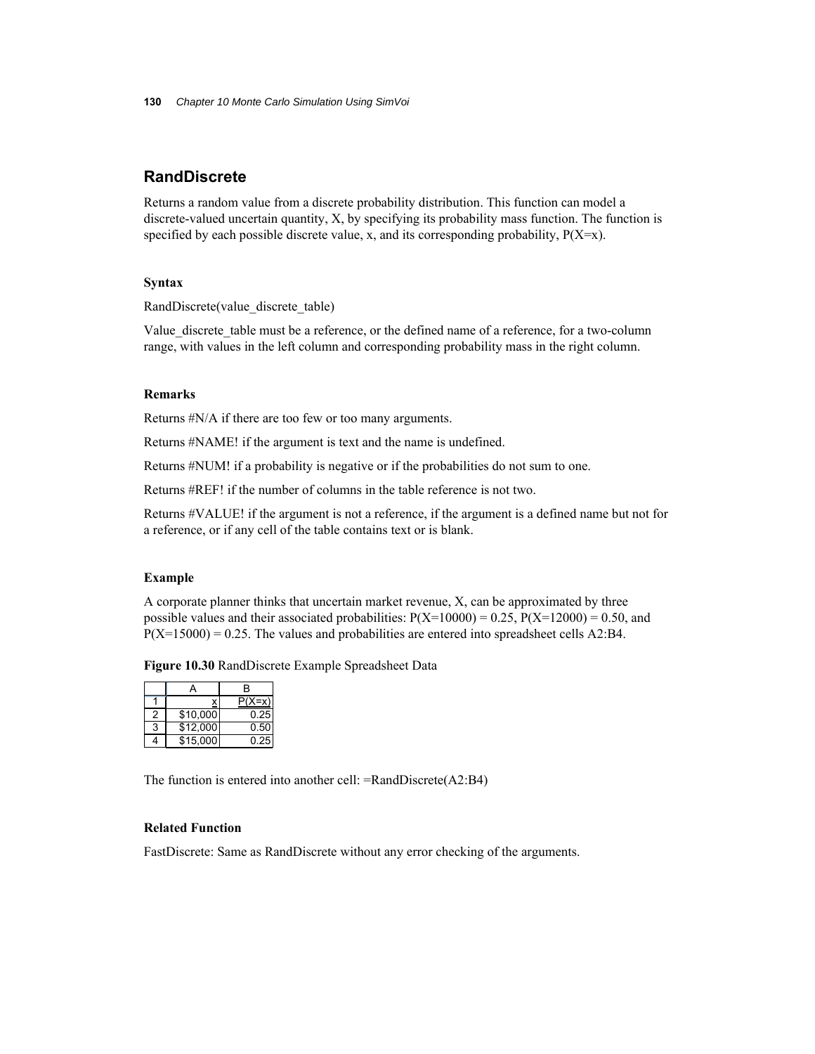## RandDiscrete

Returns a random value from a discrete probability distribution. This function can model a discrete-valued uncertain quantity, X, by specifying its probability mass function. The function is specified by each possible discrete value, x, and its corresponding probability, P(X=x).

### Syntax

RandDiscrete(value_discrete_table)

Value_discrete_table must be a reference, or the defined name of a reference, for a two-column range, with values in the left column and corresponding probability mass in the right column.

### Remarks

Returns #N/A if there are too few or too many arguments.

Returns #NAME! if the argument is text and the name is undefined.

Returns #NUM! if a probability is negative or if the probabilities do not sum to one.

Returns #REF! if the number of columns in the table reference is not two.

Returns #VALUE! if the argument is not a reference, if the argument is a defined name but not for a reference, or if any cell of the table contains text or is blank.

### Example

A corporate planner thinks that uncertain market revenue, X, can be approximated by three possible values and their associated probabilities: P(X=10000) = 0.25, P(X=12000) = 0.50, and P(X=15000) = 0.25. The values and probabilities are entered into spreadsheet cells A2:B4.

**Figure 10.30** RandDiscrete Example Spreadsheet Data

| | A | B |
|---|---|---|
| 1 | x | P(X=x) |
| 2 | $10,000 | 0.25 |
| 3 | $12,000 | 0.50 |
| 4 | $15,000 | 0.25 |

The function is entered into another cell: =RandDiscrete(A2:B4)

### Related Function

FastDiscrete: Same as RandDiscrete without any error checking of the arguments.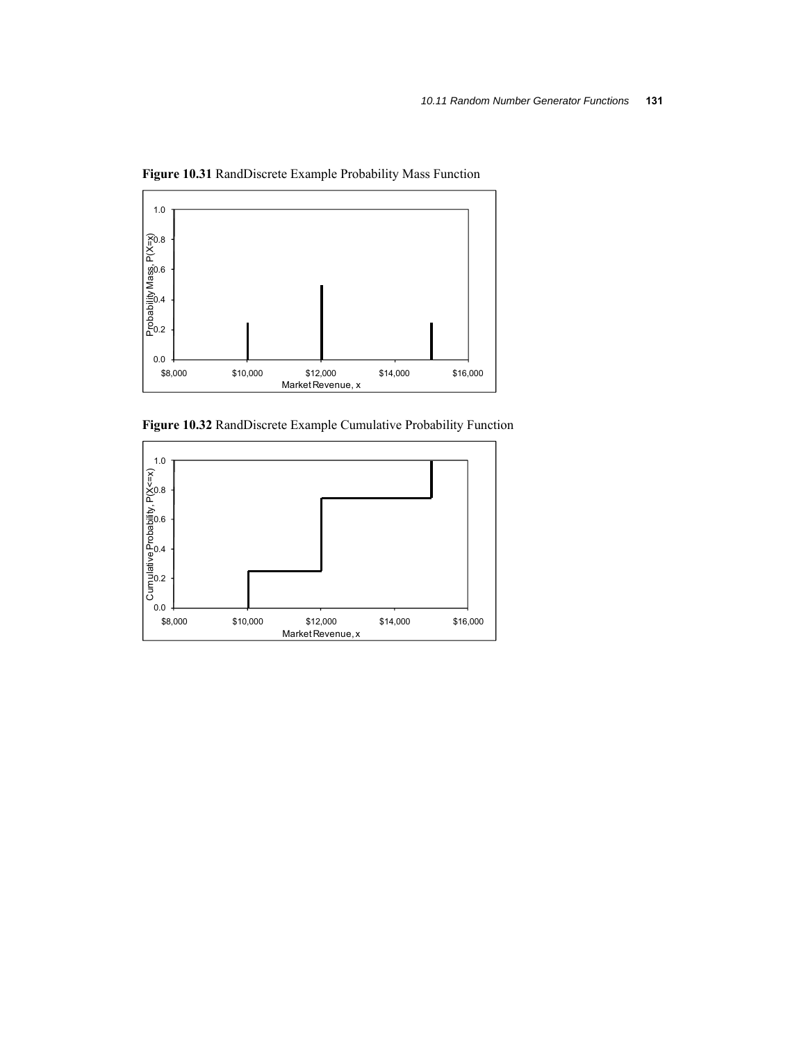**Figure 10.31** RandDiscrete Example Probability Mass Function

**Figure 10.32** RandDiscrete Example Cumulative Probability Function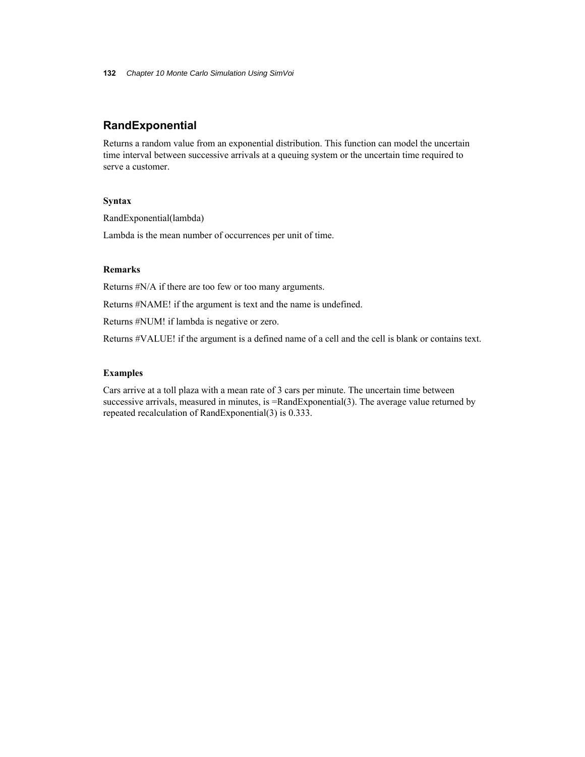## RandExponential

Returns a random value from an exponential distribution. This function can model the uncertain time interval between successive arrivals at a queuing system or the uncertain time required to serve a customer.

### Syntax

RandExponential(lambda)

Lambda is the mean number of occurrences per unit of time.

### Remarks

Returns #N/A if there are too few or too many arguments.

Returns #NAME! if the argument is text and the name is undefined.

Returns #NUM! if lambda is negative or zero.

Returns #VALUE! if the argument is a defined name of a cell and the cell is blank or contains text.

### Examples

Cars arrive at a toll plaza with a mean rate of 3 cars per minute. The uncertain time between successive arrivals, measured in minutes, is =RandExponential(3). The average value returned by repeated recalculation of RandExponential(3) is 0.333.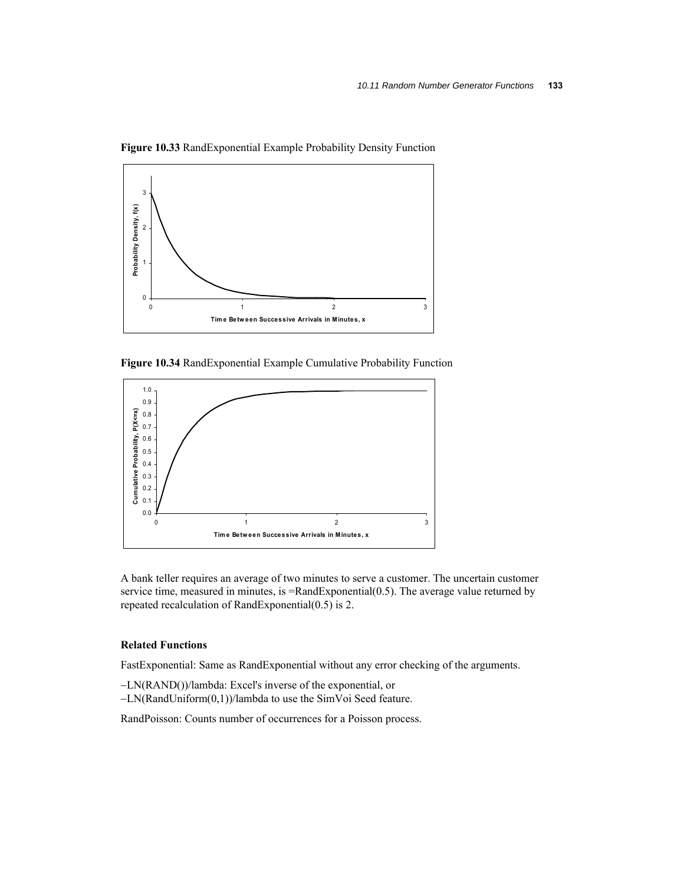**Figure 10.33** RandExponential Example Probability Density Function

**Figure 10.34** RandExponential Example Cumulative Probability Function

A bank teller requires an average of two minutes to serve a customer. The uncertain customer service time, measured in minutes, is =RandExponential(0.5). The average value returned by repeated recalculation of RandExponential(0.5) is 2.

### Related Functions

FastExponential: Same as RandExponential without any error checking of the arguments.

−LN(RAND())/lambda: Excel's inverse of the exponential, or
−LN(RandUniform(0,1))/lambda to use the SimVoi Seed feature.

RandPoisson: Counts number of occurrences for a Poisson process.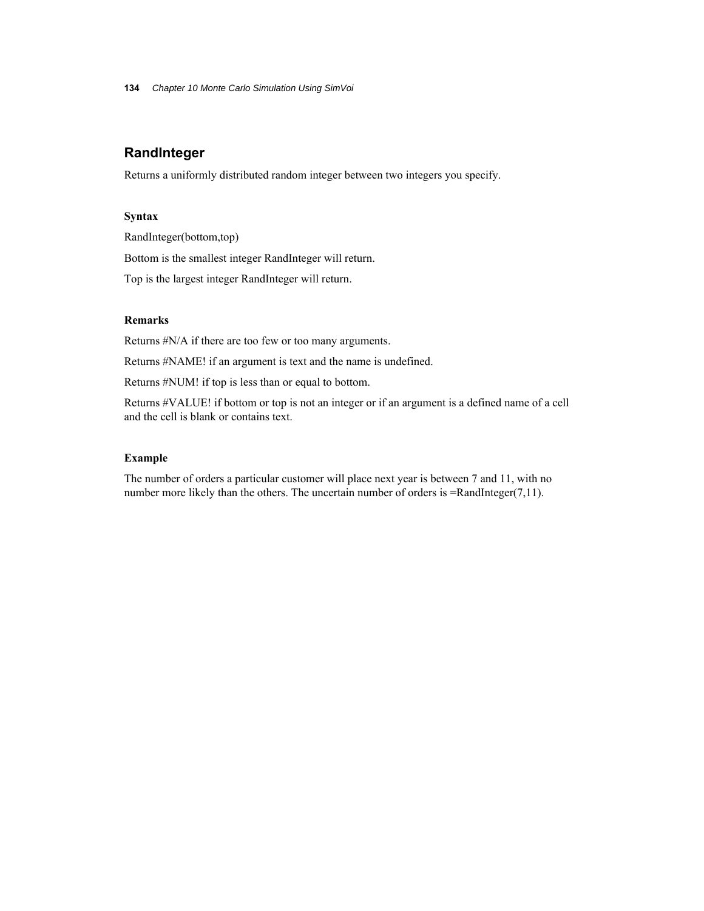## RandInteger

Returns a uniformly distributed random integer between two integers you specify.

### Syntax

RandInteger(bottom,top)

Bottom is the smallest integer RandInteger will return.

Top is the largest integer RandInteger will return.

### Remarks

Returns #N/A if there are too few or too many arguments.

Returns #NAME! if an argument is text and the name is undefined.

Returns #NUM! if top is less than or equal to bottom.

Returns #VALUE! if bottom or top is not an integer or if an argument is a defined name of a cell and the cell is blank or contains text.

### Example

The number of orders a particular customer will place next year is between 7 and 11, with no number more likely than the others. The uncertain number of orders is =RandInteger(7,11).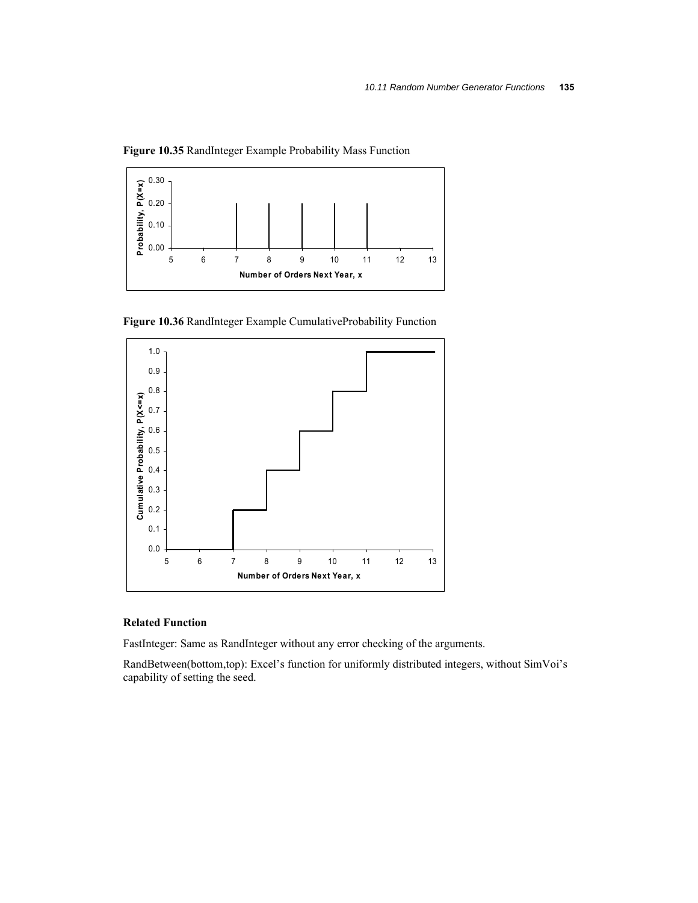**Figure 10.35** RandInteger Example Probability Mass Function

**Figure 10.36** RandInteger Example CumulativeProbability Function

**Related Function**

FastInteger: Same as RandInteger without any error checking of the arguments.

RandBetween(bottom,top): Excel's function for uniformly distributed integers, without SimVoi's capability of setting the seed.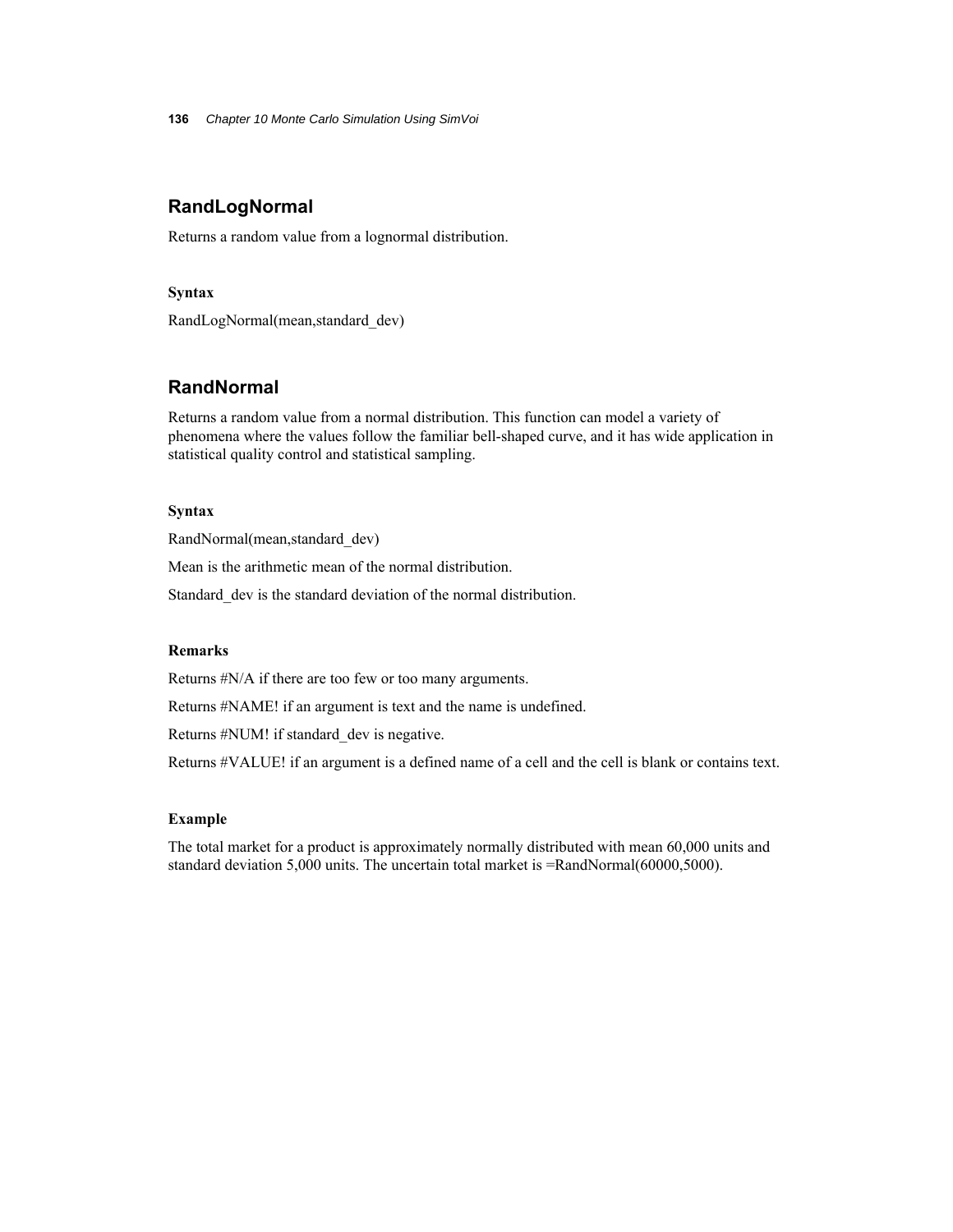## RandLogNormal

Returns a random value from a lognormal distribution.

#### Syntax

RandLogNormal(mean,standard_dev)

## RandNormal

Returns a random value from a normal distribution. This function can model a variety of phenomena where the values follow the familiar bell-shaped curve, and it has wide application in statistical quality control and statistical sampling.

#### Syntax

RandNormal(mean,standard_dev)

Mean is the arithmetic mean of the normal distribution.

Standard_dev is the standard deviation of the normal distribution.

#### Remarks

Returns #N/A if there are too few or too many arguments.

Returns #NAME! if an argument is text and the name is undefined.

Returns #NUM! if standard_dev is negative.

Returns #VALUE! if an argument is a defined name of a cell and the cell is blank or contains text.

#### Example

The total market for a product is approximately normally distributed with mean 60,000 units and standard deviation 5,000 units. The uncertain total market is =RandNormal(60000,5000).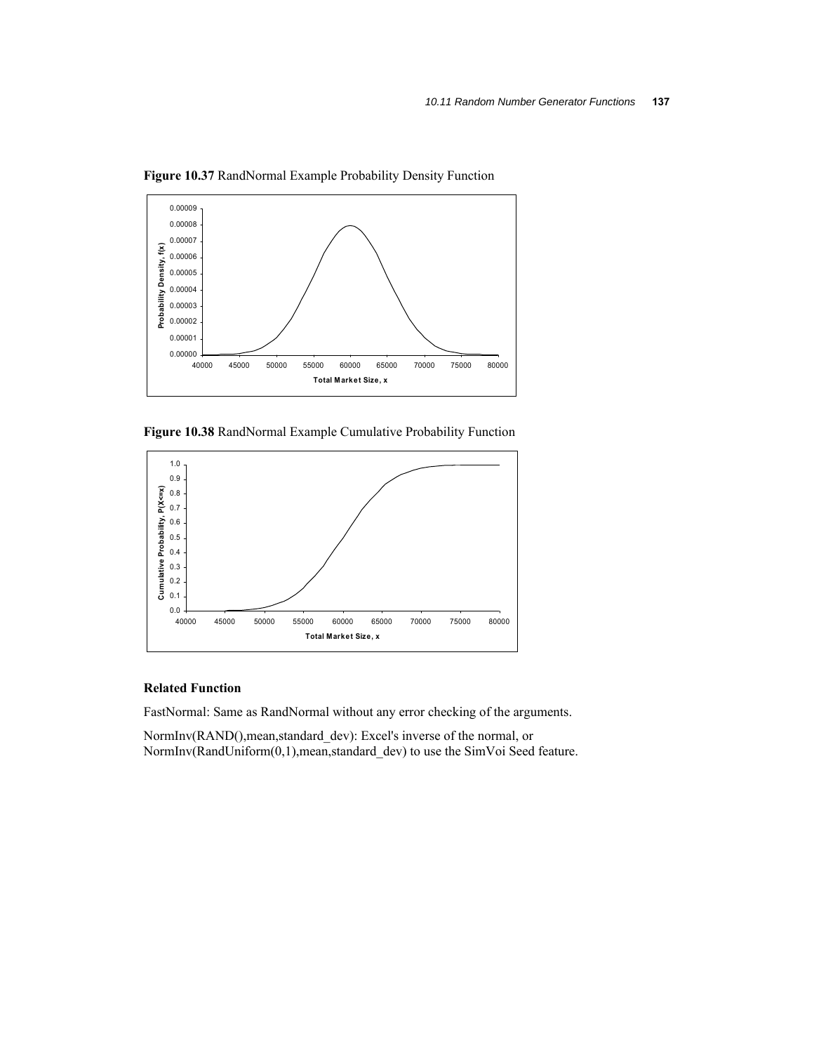**Figure 10.37** RandNormal Example Probability Density Function

**Figure 10.38** RandNormal Example Cumulative Probability Function

### Related Function

FastNormal: Same as RandNormal without any error checking of the arguments.

NormInv(RAND(),mean,standard_dev): Excel's inverse of the normal, or NormInv(RandUniform(0,1),mean,standard_dev) to use the SimVoi Seed feature.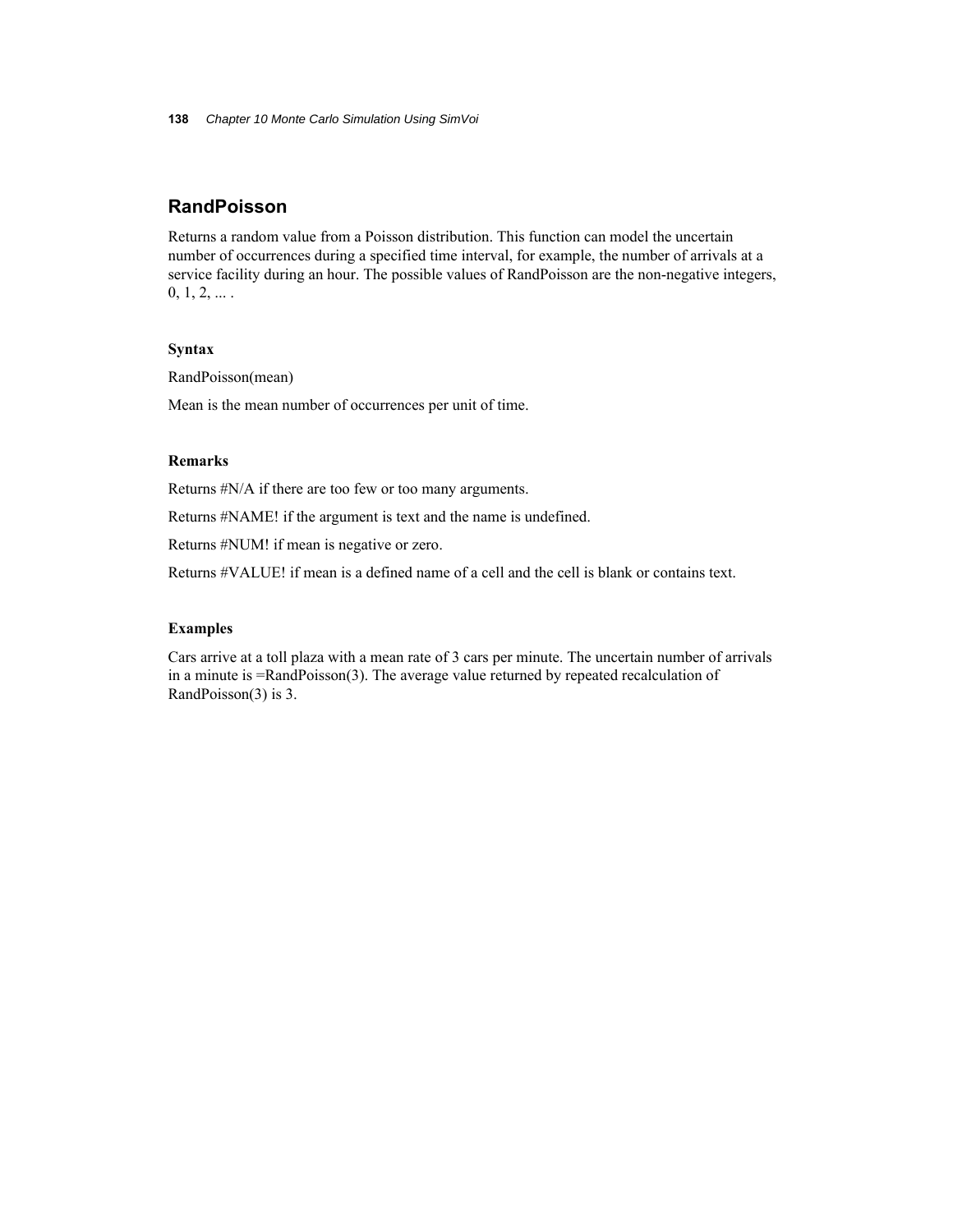## RandPoisson

Returns a random value from a Poisson distribution. This function can model the uncertain number of occurrences during a specified time interval, for example, the number of arrivals at a service facility during an hour. The possible values of RandPoisson are the non-negative integers, 0, 1, 2, ... .

#### Syntax

RandPoisson(mean)

Mean is the mean number of occurrences per unit of time.

#### Remarks

Returns #N/A if there are too few or too many arguments.

Returns #NAME! if the argument is text and the name is undefined.

Returns #NUM! if mean is negative or zero.

Returns #VALUE! if mean is a defined name of a cell and the cell is blank or contains text.

#### Examples

Cars arrive at a toll plaza with a mean rate of 3 cars per minute. The uncertain number of arrivals in a minute is =RandPoisson(3). The average value returned by repeated recalculation of RandPoisson(3) is 3.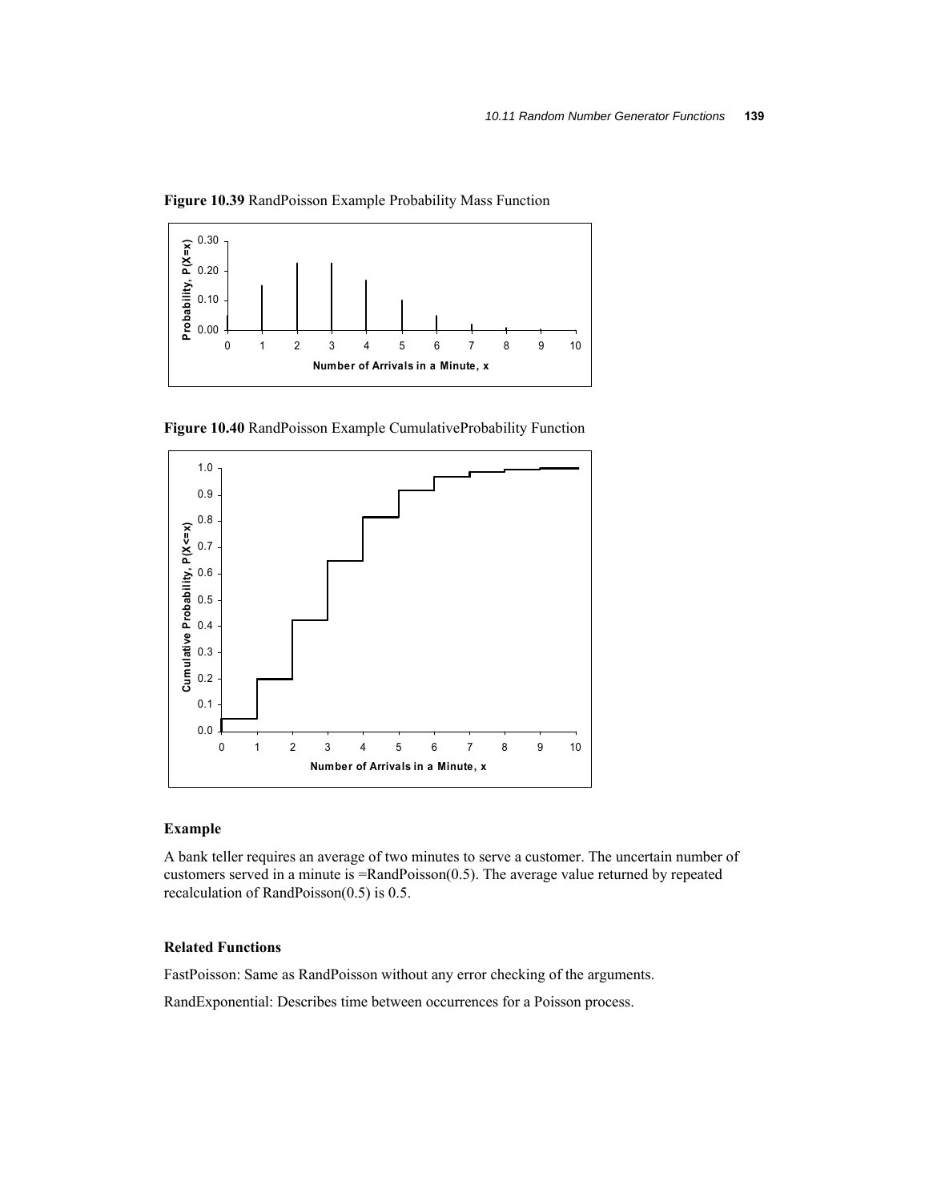**Figure 10.39** RandPoisson Example Probability Mass Function

**Figure 10.40** RandPoisson Example CumulativeProbability Function

### Example

A bank teller requires an average of two minutes to serve a customer. The uncertain number of customers served in a minute is =RandPoisson(0.5). The average value returned by repeated recalculation of RandPoisson(0.5) is 0.5.

### Related Functions

FastPoisson: Same as RandPoisson without any error checking of the arguments.

RandExponential: Describes time between occurrences for a Poisson process.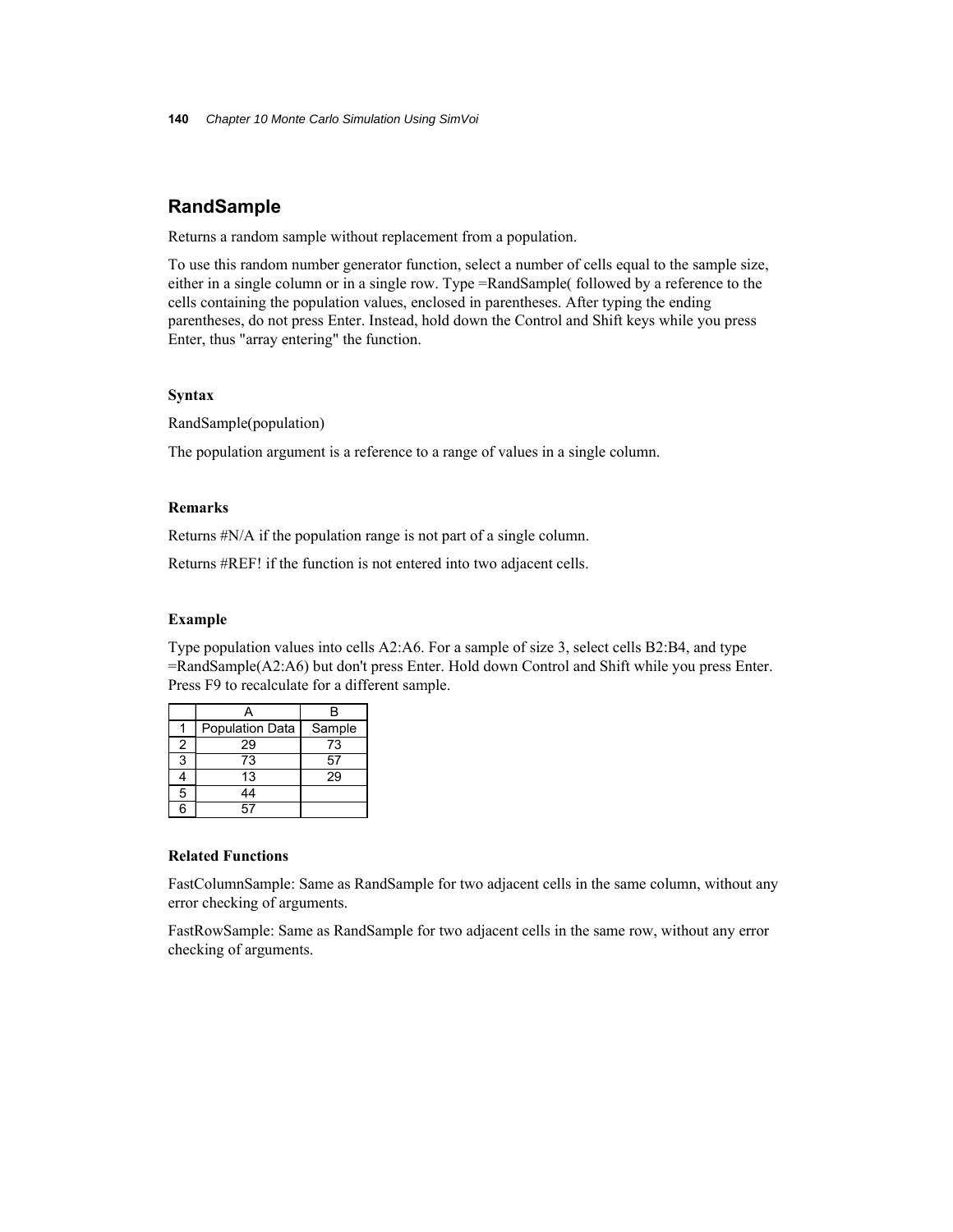## RandSample

Returns a random sample without replacement from a population.

To use this random number generator function, select a number of cells equal to the sample size, either in a single column or in a single row. Type =RandSample( followed by a reference to the cells containing the population values, enclosed in parentheses. After typing the ending parentheses, do not press Enter. Instead, hold down the Control and Shift keys while you press Enter, thus "array entering" the function.

### Syntax

RandSample(population)

The population argument is a reference to a range of values in a single column.

### Remarks

Returns #N/A if the population range is not part of a single column.

Returns #REF! if the function is not entered into two adjacent cells.

### Example

Type population values into cells A2:A6. For a sample of size 3, select cells B2:B4, and type =RandSample(A2:A6) but don't press Enter. Hold down Control and Shift while you press Enter. Press F9 to recalculate for a different sample.

| | A | B |
|---|---|---|
| 1 | Population Data | Sample |
| 2 | 29 | 73 |
| 3 | 73 | 57 |
| 4 | 13 | 29 |
| 5 | 44 | |
| 6 | 57 | |

### Related Functions

FastColumnSample: Same as RandSample for two adjacent cells in the same column, without any error checking of arguments.

FastRowSample: Same as RandSample for two adjacent cells in the same row, without any error checking of arguments.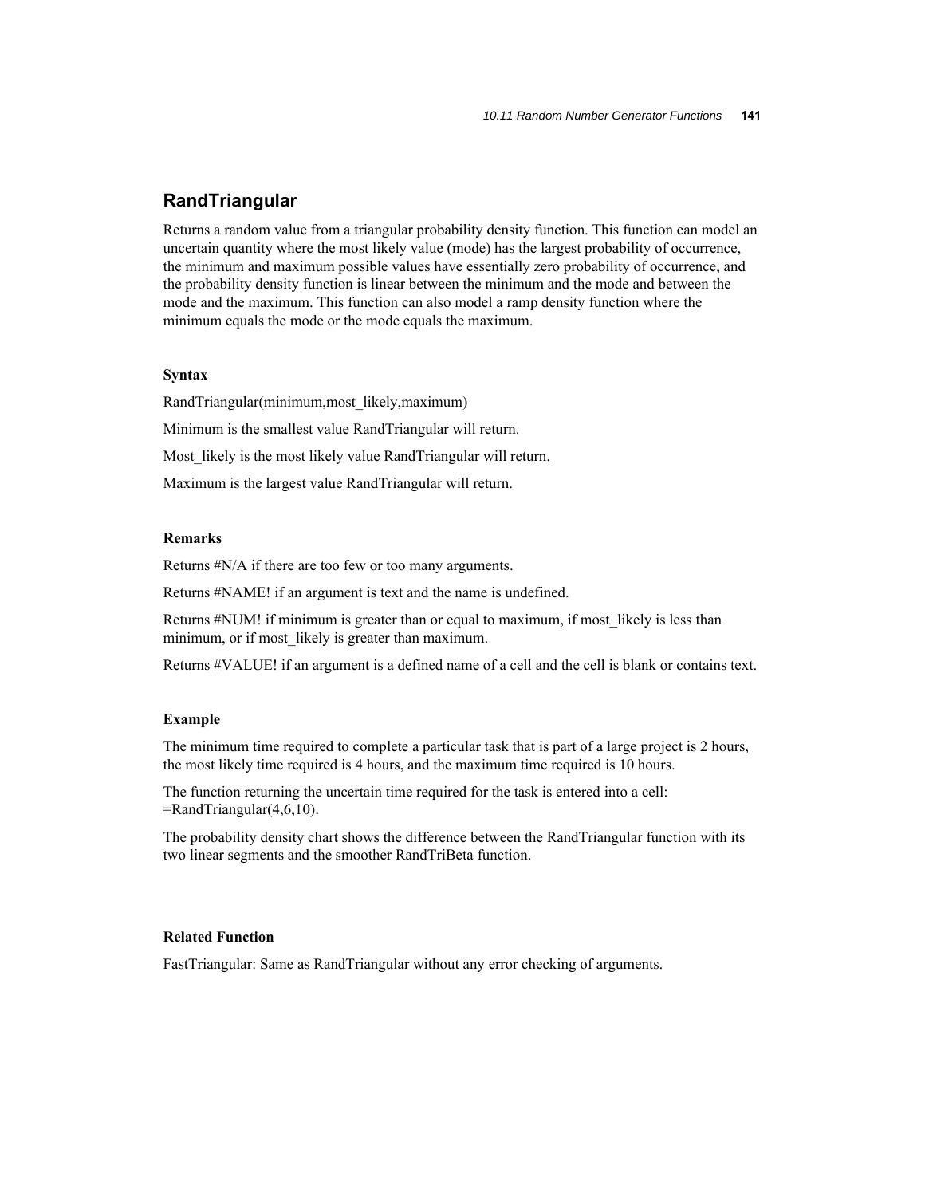## RandTriangular

Returns a random value from a triangular probability density function. This function can model an uncertain quantity where the most likely value (mode) has the largest probability of occurrence, the minimum and maximum possible values have essentially zero probability of occurrence, and the probability density function is linear between the minimum and the mode and between the mode and the maximum. This function can also model a ramp density function where the minimum equals the mode or the mode equals the maximum.

#### Syntax

RandTriangular(minimum,most_likely,maximum)

Minimum is the smallest value RandTriangular will return.

Most_likely is the most likely value RandTriangular will return.

Maximum is the largest value RandTriangular will return.

#### Remarks

Returns #N/A if there are too few or too many arguments.

Returns #NAME! if an argument is text and the name is undefined.

Returns #NUM! if minimum is greater than or equal to maximum, if most_likely is less than minimum, or if most_likely is greater than maximum.

Returns #VALUE! if an argument is a defined name of a cell and the cell is blank or contains text.

#### Example

The minimum time required to complete a particular task that is part of a large project is 2 hours, the most likely time required is 4 hours, and the maximum time required is 10 hours.

The function returning the uncertain time required for the task is entered into a cell: =RandTriangular(4,6,10).

The probability density chart shows the difference between the RandTriangular function with its two linear segments and the smoother RandTriBeta function.

#### Related Function

FastTriangular: Same as RandTriangular without any error checking of arguments.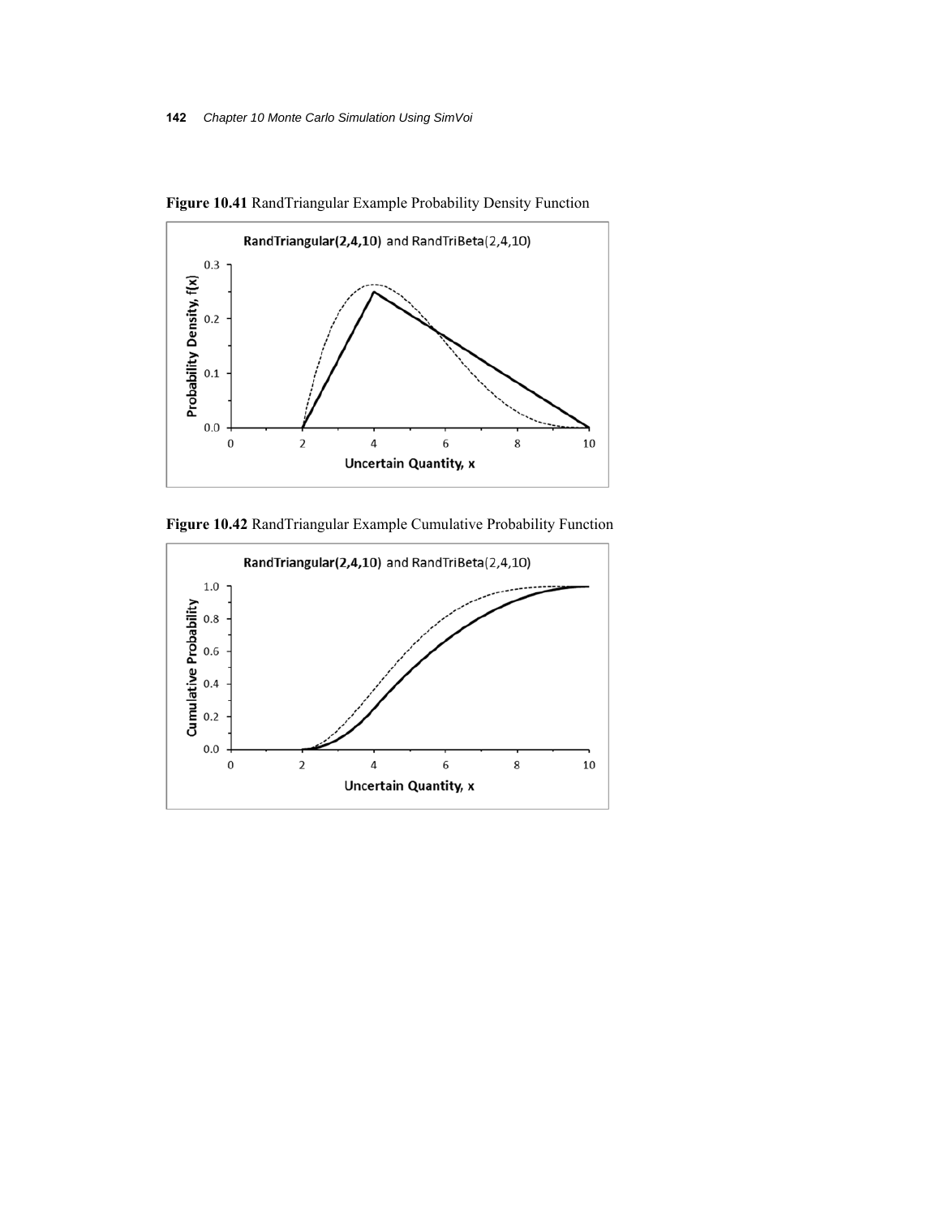**Figure 10.41** RandTriangular Example Probability Density Function

**Figure 10.42** RandTriangular Example Cumulative Probability Function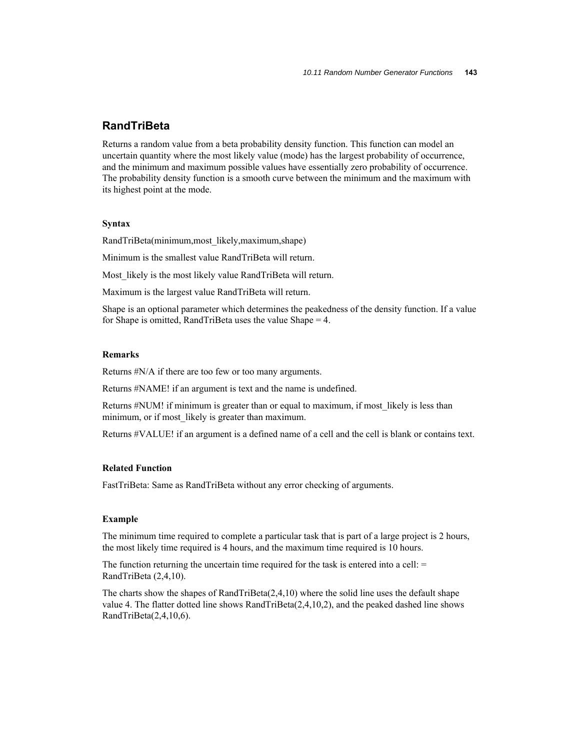## RandTriBeta

Returns a random value from a beta probability density function. This function can model an uncertain quantity where the most likely value (mode) has the largest probability of occurrence, and the minimum and maximum possible values have essentially zero probability of occurrence. The probability density function is a smooth curve between the minimum and the maximum with its highest point at the mode.

#### Syntax

RandTriBeta(minimum,most_likely,maximum,shape)

Minimum is the smallest value RandTriBeta will return.

Most_likely is the most likely value RandTriBeta will return.

Maximum is the largest value RandTriBeta will return.

Shape is an optional parameter which determines the peakedness of the density function. If a value for Shape is omitted, RandTriBeta uses the value Shape = 4.

#### Remarks

Returns #N/A if there are too few or too many arguments.

Returns #NAME! if an argument is text and the name is undefined.

Returns #NUM! if minimum is greater than or equal to maximum, if most_likely is less than minimum, or if most_likely is greater than maximum.

Returns #VALUE! if an argument is a defined name of a cell and the cell is blank or contains text.

#### Related Function

FastTriBeta: Same as RandTriBeta without any error checking of arguments.

#### Example

The minimum time required to complete a particular task that is part of a large project is 2 hours, the most likely time required is 4 hours, and the maximum time required is 10 hours.

The function returning the uncertain time required for the task is entered into a cell: = RandTriBeta (2,4,10).

The charts show the shapes of RandTriBeta(2,4,10) where the solid line uses the default shape value 4. The flatter dotted line shows RandTriBeta(2,4,10,2), and the peaked dashed line shows RandTriBeta(2,4,10,6).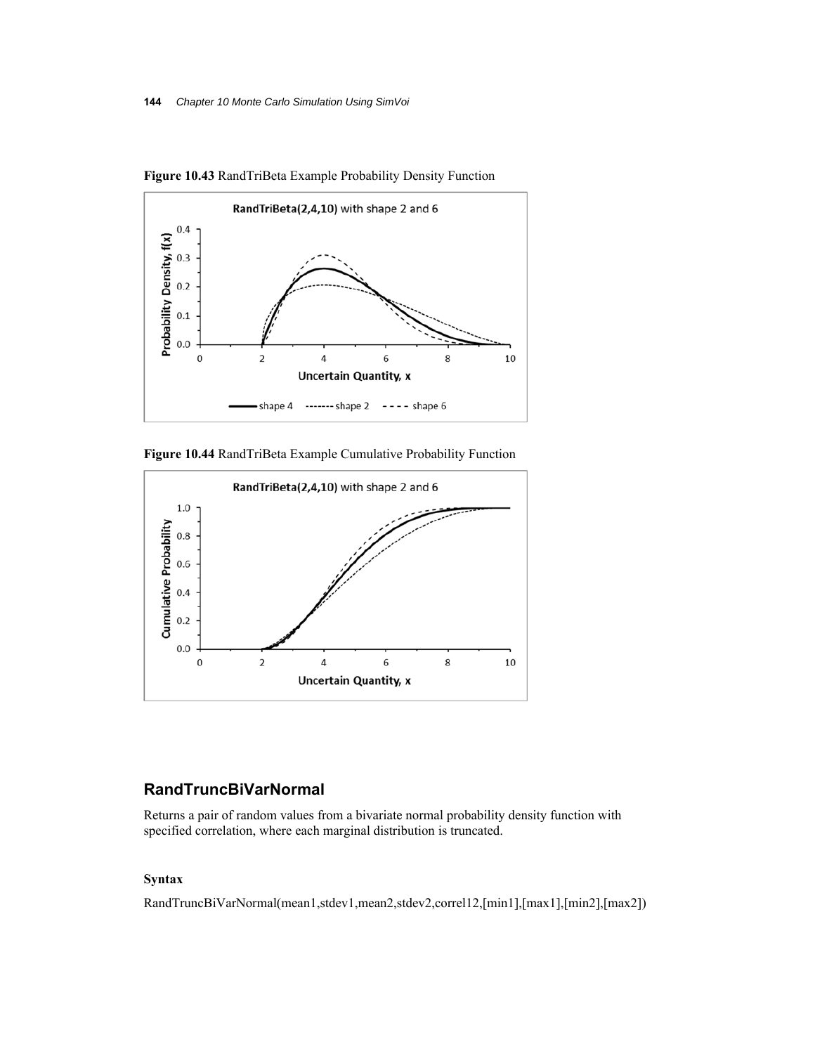**Figure 10.43** RandTriBeta Example Probability Density Function

**Figure 10.44** RandTriBeta Example Cumulative Probability Function

## RandTruncBiVarNormal

Returns a pair of random values from a bivariate normal probability density function with specified correlation, where each marginal distribution is truncated.

### Syntax

RandTruncBiVarNormal(mean1,stdev1,mean2,stdev2,correl12,[min1],[max1],[min2],[max2])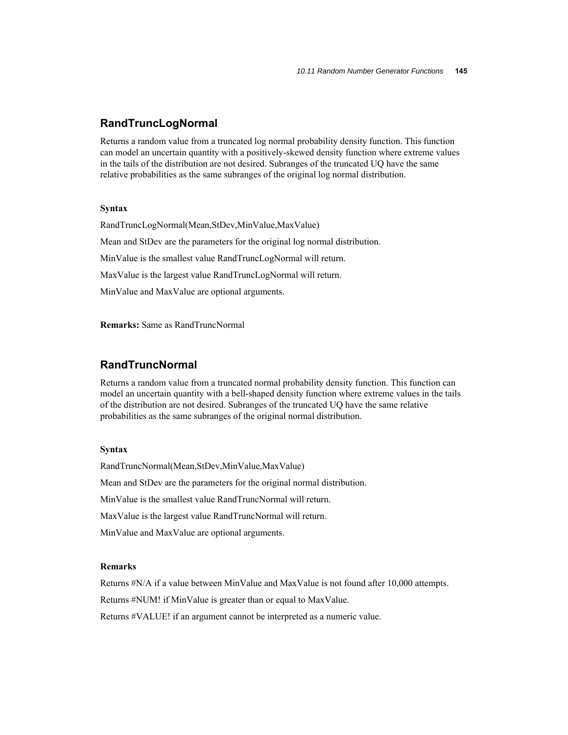## RandTruncLogNormal

Returns a random value from a truncated log normal probability density function. This function can model an uncertain quantity with a positively-skewed density function where extreme values in the tails of the distribution are not desired. Subranges of the truncated UQ have the same relative probabilities as the same subranges of the original log normal distribution.

#### Syntax

RandTruncLogNormal(Mean,StDev,MinValue,MaxValue)

Mean and StDev are the parameters for the original log normal distribution.

MinValue is the smallest value RandTruncLogNormal will return.

MaxValue is the largest value RandTruncLogNormal will return.

MinValue and MaxValue are optional arguments.

**Remarks:** Same as RandTruncNormal

## RandTruncNormal

Returns a random value from a truncated normal probability density function. This function can model an uncertain quantity with a bell-shaped density function where extreme values in the tails of the distribution are not desired. Subranges of the truncated UQ have the same relative probabilities as the same subranges of the original normal distribution.

#### Syntax

RandTruncNormal(Mean,StDev,MinValue,MaxValue)

Mean and StDev are the parameters for the original normal distribution.

MinValue is the smallest value RandTruncNormal will return.

MaxValue is the largest value RandTruncNormal will return.

MinValue and MaxValue are optional arguments.

#### Remarks

Returns #N/A if a value between MinValue and MaxValue is not found after 10,000 attempts.

Returns #NUM! if MinValue is greater than or equal to MaxValue.

Returns #VALUE! if an argument cannot be interpreted as a numeric value.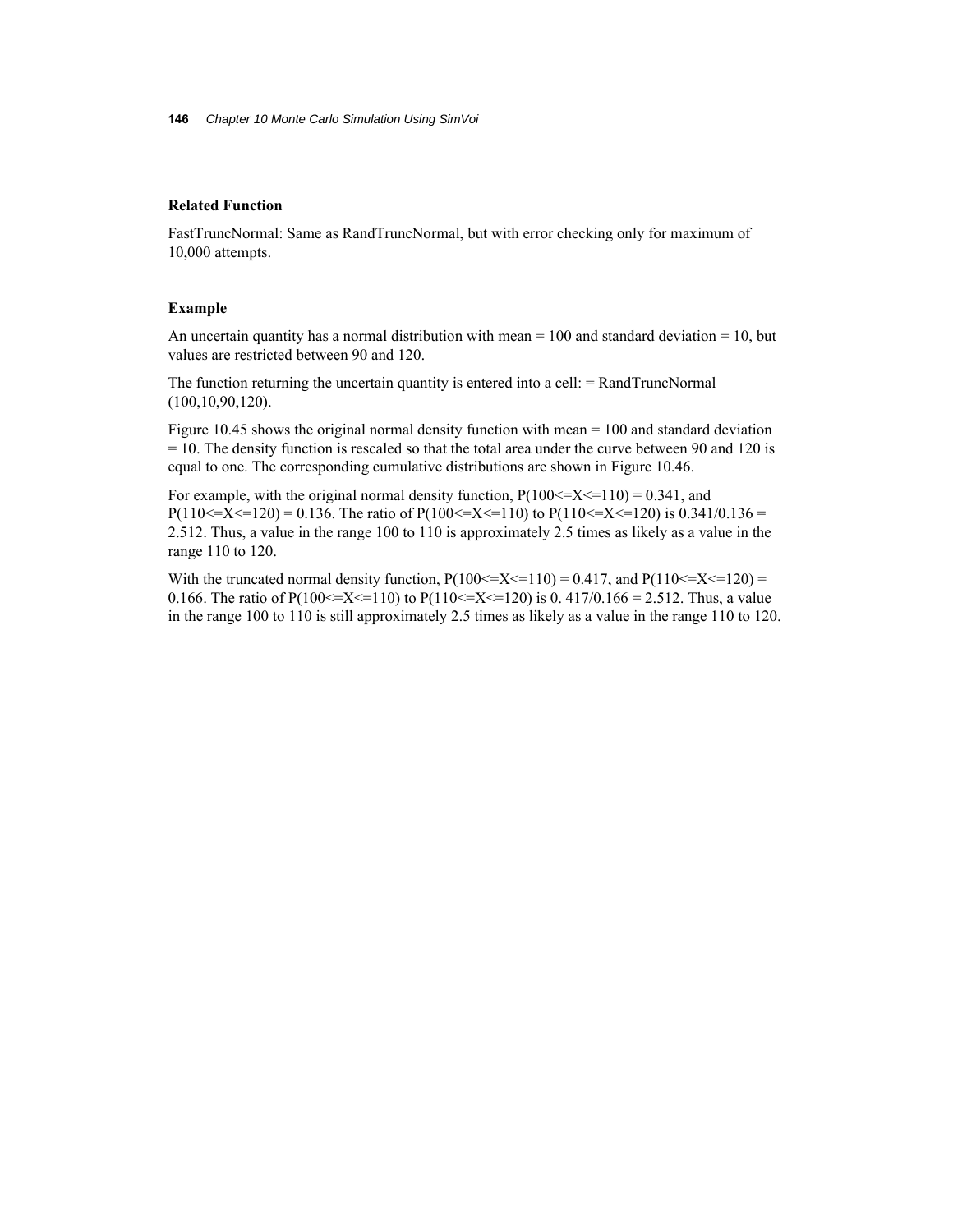### Related Function

FastTruncNormal: Same as RandTruncNormal, but with error checking only for maximum of 10,000 attempts.

### Example

An uncertain quantity has a normal distribution with mean = 100 and standard deviation = 10, but values are restricted between 90 and 120.

The function returning the uncertain quantity is entered into a cell: = RandTruncNormal (100,10,90,120).

Figure 10.45 shows the original normal density function with mean = 100 and standard deviation = 10. The density function is rescaled so that the total area under the curve between 90 and 120 is equal to one. The corresponding cumulative distributions are shown in Figure 10.46.

For example, with the original normal density function, P(100<=X<=110) = 0.341, and P(110<=X<=120) = 0.136. The ratio of P(100<=X<=110) to P(110<=X<=120) is 0.341/0.136 = 2.512. Thus, a value in the range 100 to 110 is approximately 2.5 times as likely as a value in the range 110 to 120.

With the truncated normal density function, P(100<=X<=110) = 0.417, and P(110<=X<=120) = 0.166. The ratio of P(100<=X<=110) to P(110<=X<=120) is 0. 417/0.166 = 2.512. Thus, a value in the range 100 to 110 is still approximately 2.5 times as likely as a value in the range 110 to 120.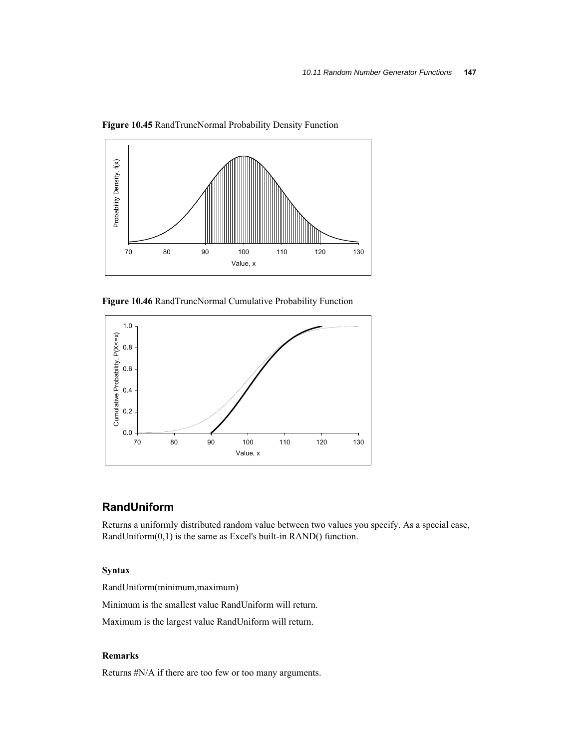**Figure 10.45** RandTruncNormal Probability Density Function

**Figure 10.46** RandTruncNormal Cumulative Probability Function

## RandUniform

Returns a uniformly distributed random value between two values you specify. As a special case, RandUniform(0,1) is the same as Excel's built-in RAND() function.

### Syntax

RandUniform(minimum,maximum)

Minimum is the smallest value RandUniform will return.

Maximum is the largest value RandUniform will return.

### Remarks

Returns #N/A if there are too few or too many arguments.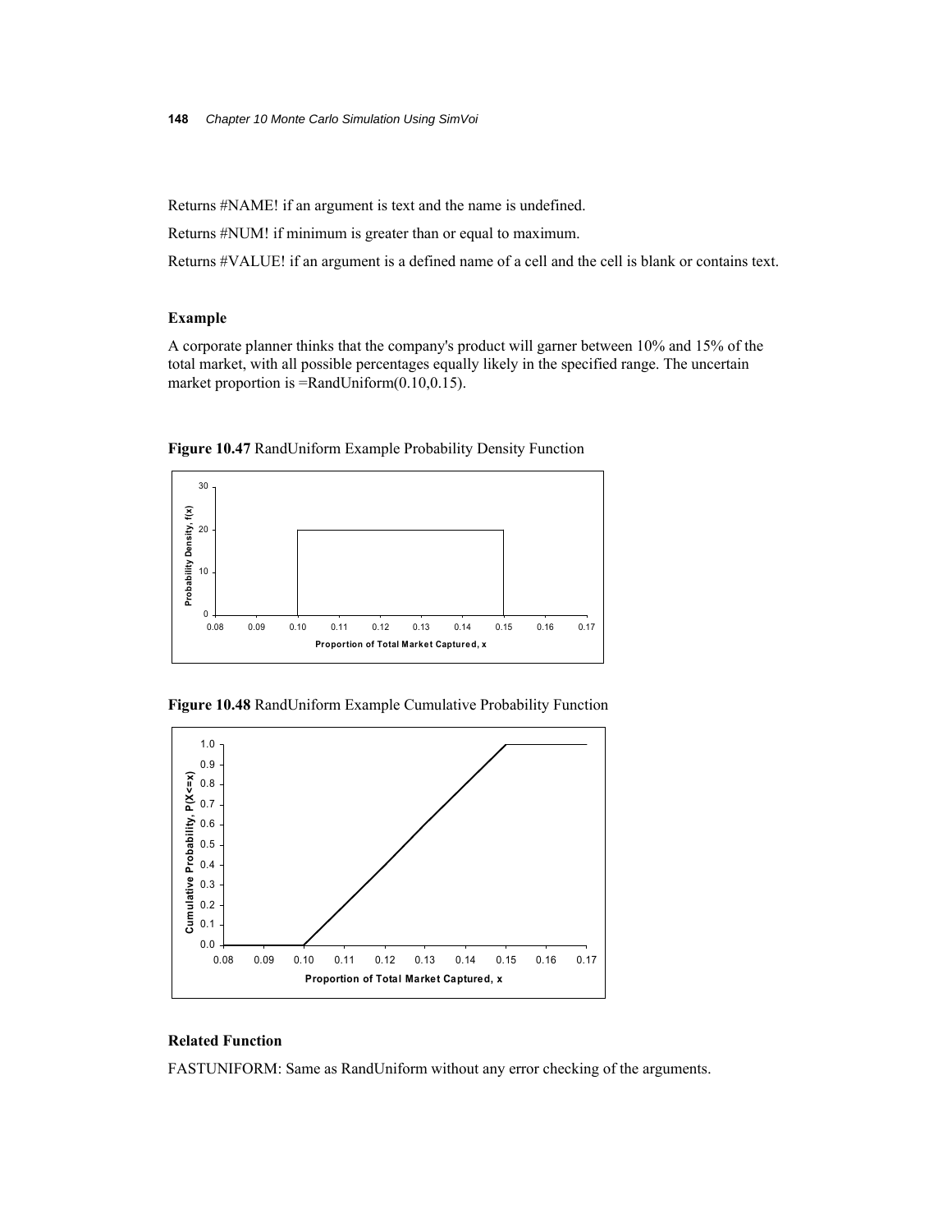Returns #NAME! if an argument is text and the name is undefined.

Returns #NUM! if minimum is greater than or equal to maximum.

Returns #VALUE! if an argument is a defined name of a cell and the cell is blank or contains text.

### Example

A corporate planner thinks that the company's product will garner between 10% and 15% of the total market, with all possible percentages equally likely in the specified range. The uncertain market proportion is =RandUniform(0.10,0.15).

**Figure 10.47** RandUniform Example Probability Density Function

**Figure 10.48** RandUniform Example Cumulative Probability Function

### Related Function

FASTUNIFORM: Same as RandUniform without any error checking of the arguments.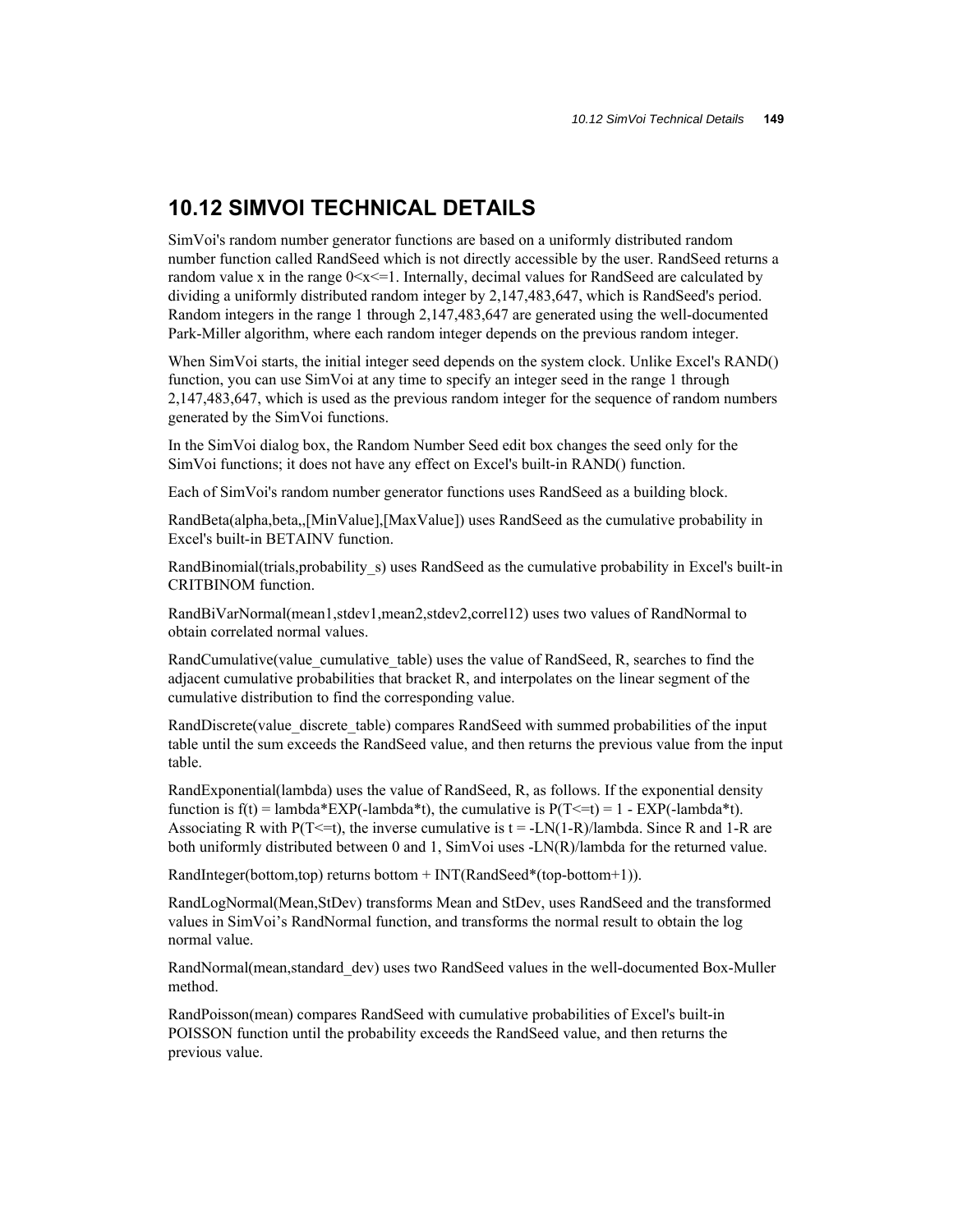## 10.12 SIMVOI TECHNICAL DETAILS

SimVoi's random number generator functions are based on a uniformly distributed random number function called RandSeed which is not directly accessible by the user. RandSeed returns a random value x in the range 0<x<=1. Internally, decimal values for RandSeed are calculated by dividing a uniformly distributed random integer by 2,147,483,647, which is RandSeed's period. Random integers in the range 1 through 2,147,483,647 are generated using the well-documented Park-Miller algorithm, where each random integer depends on the previous random integer.

When SimVoi starts, the initial integer seed depends on the system clock. Unlike Excel's RAND() function, you can use SimVoi at any time to specify an integer seed in the range 1 through 2,147,483,647, which is used as the previous random integer for the sequence of random numbers generated by the SimVoi functions.

In the SimVoi dialog box, the Random Number Seed edit box changes the seed only for the SimVoi functions; it does not have any effect on Excel's built-in RAND() function.

Each of SimVoi's random number generator functions uses RandSeed as a building block.

RandBeta(alpha,beta,,[MinValue],[MaxValue]) uses RandSeed as the cumulative probability in Excel's built-in BETAINV function.

RandBinomial(trials,probability_s) uses RandSeed as the cumulative probability in Excel's built-in CRITBINOM function.

RandBiVarNormal(mean1,stdev1,mean2,stdev2,correl12) uses two values of RandNormal to obtain correlated normal values.

RandCumulative(value_cumulative_table) uses the value of RandSeed, R, searches to find the adjacent cumulative probabilities that bracket R, and interpolates on the linear segment of the cumulative distribution to find the corresponding value.

RandDiscrete(value_discrete_table) compares RandSeed with summed probabilities of the input table until the sum exceeds the RandSeed value, and then returns the previous value from the input table.

RandExponential(lambda) uses the value of RandSeed, R, as follows. If the exponential density function is f(t) = lambda*EXP(-lambda*t), the cumulative is P(T<=t) = 1 - EXP(-lambda*t). Associating R with P(T<=t), the inverse cumulative is t = -LN(1-R)/lambda. Since R and 1-R are both uniformly distributed between 0 and 1, SimVoi uses -LN(R)/lambda for the returned value.

RandInteger(bottom,top) returns bottom + INT(RandSeed*(top-bottom+1)).

RandLogNormal(Mean,StDev) transforms Mean and StDev, uses RandSeed and the transformed values in SimVoi's RandNormal function, and transforms the normal result to obtain the log normal value.

RandNormal(mean,standard_dev) uses two RandSeed values in the well-documented Box-Muller method.

RandPoisson(mean) compares RandSeed with cumulative probabilities of Excel's built-in POISSON function until the probability exceeds the RandSeed value, and then returns the previous value.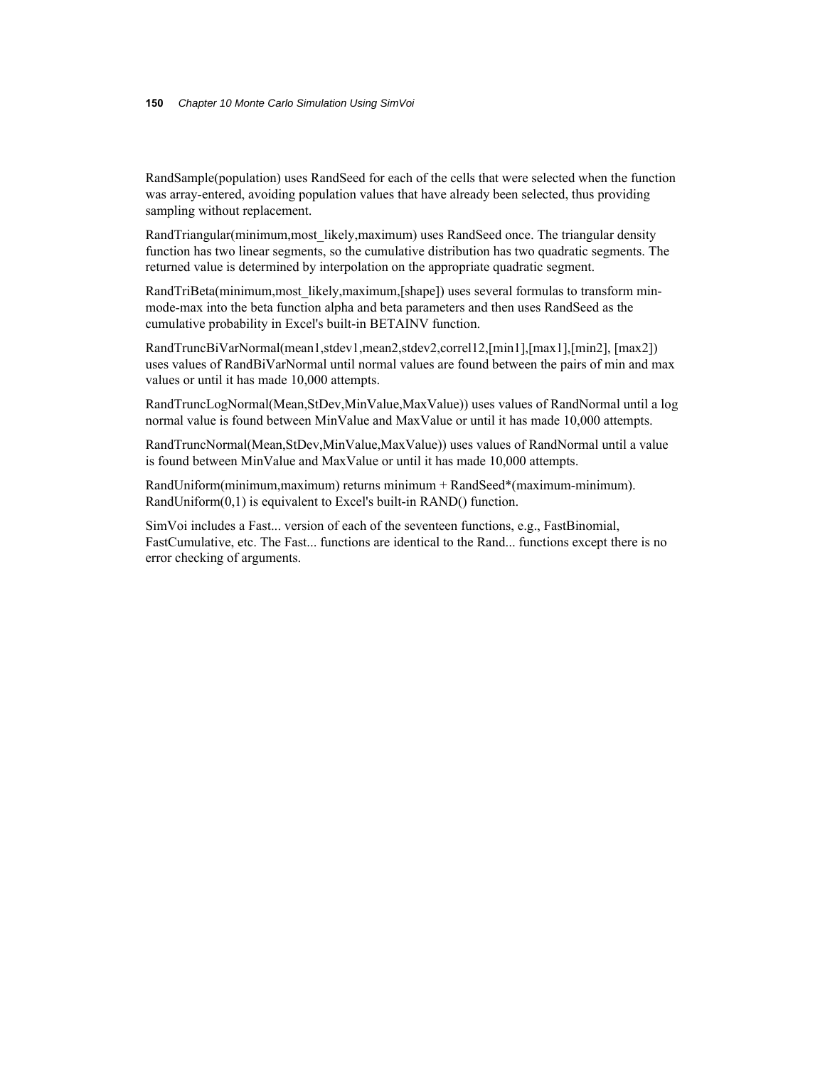RandSample(population) uses RandSeed for each of the cells that were selected when the function was array-entered, avoiding population values that have already been selected, thus providing sampling without replacement.

RandTriangular(minimum,most_likely,maximum) uses RandSeed once. The triangular density function has two linear segments, so the cumulative distribution has two quadratic segments. The returned value is determined by interpolation on the appropriate quadratic segment.

RandTriBeta(minimum,most_likely,maximum,[shape]) uses several formulas to transform min-mode-max into the beta function alpha and beta parameters and then uses RandSeed as the cumulative probability in Excel's built-in BETAINV function.

RandTruncBiVarNormal(mean1,stdev1,mean2,stdev2,correl12,[min1],[max1],[min2], [max2]) uses values of RandBiVarNormal until normal values are found between the pairs of min and max values or until it has made 10,000 attempts.

RandTruncLogNormal(Mean,StDev,MinValue,MaxValue)) uses values of RandNormal until a log normal value is found between MinValue and MaxValue or until it has made 10,000 attempts.

RandTruncNormal(Mean,StDev,MinValue,MaxValue)) uses values of RandNormal until a value is found between MinValue and MaxValue or until it has made 10,000 attempts.

RandUniform(minimum,maximum) returns minimum + RandSeed*(maximum-minimum). RandUniform(0,1) is equivalent to Excel's built-in RAND() function.

SimVoi includes a Fast... version of each of the seventeen functions, e.g., FastBinomial, FastCumulative, etc. The Fast... functions are identical to the Rand... functions except there is no error checking of arguments.